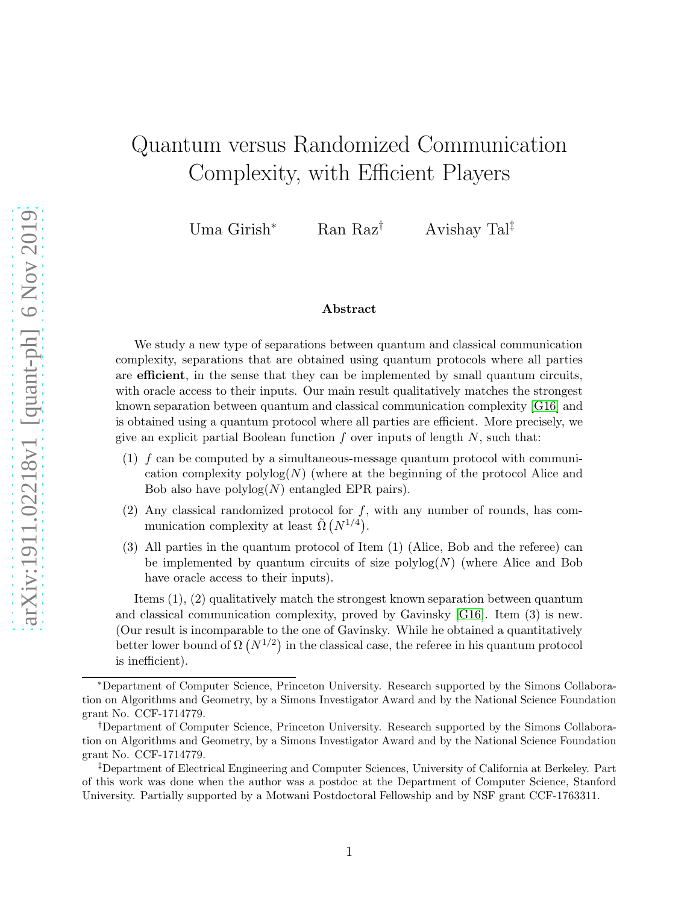# Quantum versus Randomized Communication Complexity, with Efficient Players

Uma Girish[*] Ran Raz[†] Avishay Tal[‡]

### Abstract

We study a new type of separations between quantum and classical communication complexity, separations that are obtained using quantum protocols where all parties are **efficient**, in the sense that they can be implemented by small quantum circuits, with oracle access to their inputs. Our main result qualitatively matches the strongest known separation between quantum and classical communication complexity [G16] and is obtained using a quantum protocol where all parties are efficient. More precisely, we give an explicit partial Boolean function $f$ over inputs of length $N$, such that:

(1) $f$ can be computed by a simultaneous-message quantum protocol with communication complexity $\text{polylog}(N)$ (where at the beginning of the protocol Alice and Bob also have $\text{polylog}(N)$ entangled EPR pairs).

(2) Any classical randomized protocol for $f$, with any number of rounds, has communication complexity at least $\tilde{\Omega}\left(N^{1/4}\right)$.

(3) All parties in the quantum protocol of Item (1) (Alice, Bob and the referee) can be implemented by quantum circuits of size $\text{polylog}(N)$ (where Alice and Bob have oracle access to their inputs).

Items (1), (2) qualitatively match the strongest known separation between quantum and classical communication complexity, proved by Gavinsky [G16]. Item (3) is new. (Our result is incomparable to the one of Gavinsky. While he obtained a quantitatively better lower bound of $\Omega\left(N^{1/2}\right)$ in the classical case, the referee in his quantum protocol is inefficient).

---

[*]Department of Computer Science, Princeton University. Research supported by the Simons Collaboration on Algorithms and Geometry, by a Simons Investigator Award and by the National Science Foundation grant No. CCF-1714779.

[†]Department of Computer Science, Princeton University. Research supported by the Simons Collaboration on Algorithms and Geometry, by a Simons Investigator Award and by the National Science Foundation grant No. CCF-1714779.

[‡]Department of Electrical Engineering and Computer Sciences, University of California at Berkeley. Part of this work was done when the author was a postdoc at the Department of Computer Science, Stanford University. Partially supported by a Motwani Postdoctoral Fellowship and by NSF grant CCF-1763311.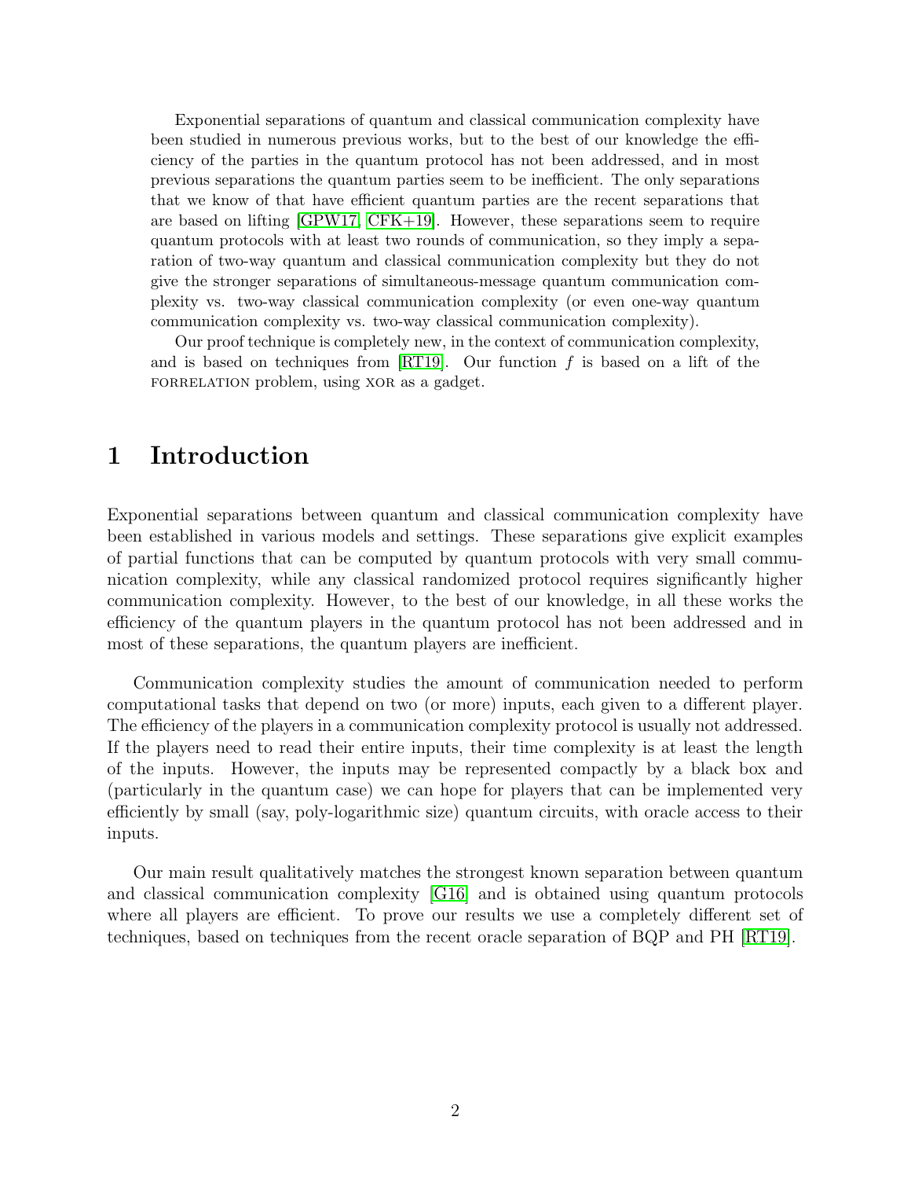Exponential separations of quantum and classical communication complexity have been studied in numerous previous works, but to the best of our knowledge the efficiency of the parties in the quantum protocol has not been addressed, and in most previous separations the quantum parties seem to be inefficient. The only separations that we know of that have efficient quantum parties are the recent separations that are based on lifting [GPW17, CFK+19]. However, these separations seem to require quantum protocols with at least two rounds of communication, so they imply a separation of two-way quantum and classical communication complexity but they do not give the stronger separations of simultaneous-message quantum communication complexity vs. two-way classical communication complexity (or even one-way quantum communication complexity vs. two-way classical communication complexity).

Our proof technique is completely new, in the context of communication complexity, and is based on techniques from [RT19]. Our function $f$ is based on a lift of the FORRELATION problem, using XOR as a gadget.

# 1 Introduction

Exponential separations between quantum and classical communication complexity have been established in various models and settings. These separations give explicit examples of partial functions that can be computed by quantum protocols with very small communication complexity, while any classical randomized protocol requires significantly higher communication complexity. However, to the best of our knowledge, in all these works the efficiency of the quantum players in the quantum protocol has not been addressed and in most of these separations, the quantum players are inefficient.

Communication complexity studies the amount of communication needed to perform computational tasks that depend on two (or more) inputs, each given to a different player. The efficiency of the players in a communication complexity protocol is usually not addressed. If the players need to read their entire inputs, their time complexity is at least the length of the inputs. However, the inputs may be represented compactly by a black box and (particularly in the quantum case) we can hope for players that can be implemented very efficiently by small (say, poly-logarithmic size) quantum circuits, with oracle access to their inputs.

Our main result qualitatively matches the strongest known separation between quantum and classical communication complexity [G16] and is obtained using quantum protocols where all players are efficient. To prove our results we use a completely different set of techniques, based on techniques from the recent oracle separation of BQP and PH [RT19].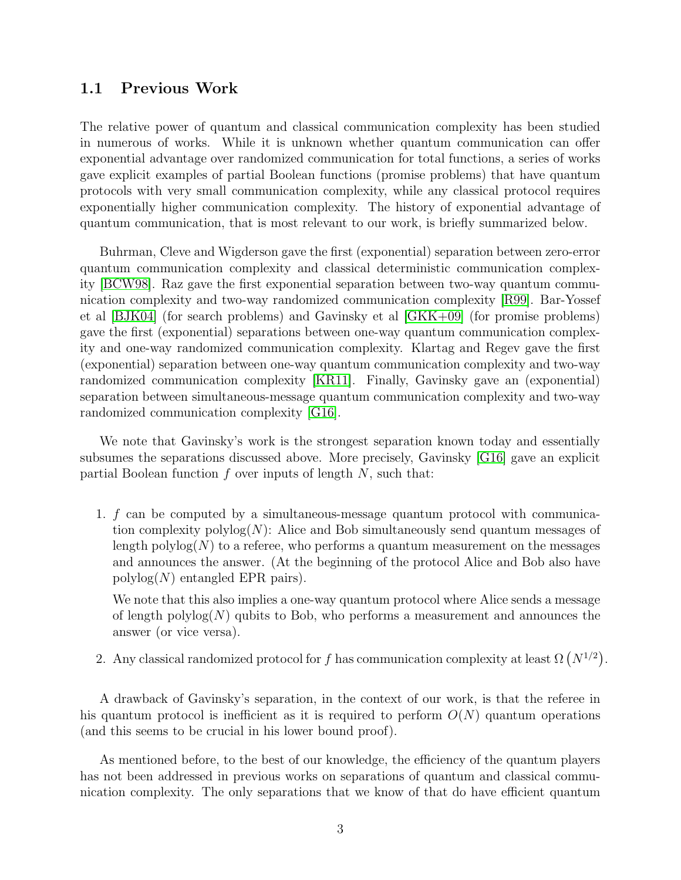### 1.1 Previous Work

The relative power of quantum and classical communication complexity has been studied in numerous of works. While it is unknown whether quantum communication can offer exponential advantage over randomized communication for total functions, a series of works gave explicit examples of partial Boolean functions (promise problems) that have quantum protocols with very small communication complexity, while any classical protocol requires exponentially higher communication complexity. The history of exponential advantage of quantum communication, that is most relevant to our work, is briefly summarized below.

Buhrman, Cleve and Wigderson gave the first (exponential) separation between zero-error quantum communication complexity and classical deterministic communication complexity [BCW98]. Raz gave the first exponential separation between two-way quantum communication complexity and two-way randomized communication complexity [R99]. Bar-Yossef et al [BJK04] (for search problems) and Gavinsky et al [GKK+09] (for promise problems) gave the first (exponential) separations between one-way quantum communication complexity and one-way randomized communication complexity. Klartag and Regev gave the first (exponential) separation between one-way quantum communication complexity and two-way randomized communication complexity [KR11]. Finally, Gavinsky gave an (exponential) separation between simultaneous-message quantum communication complexity and two-way randomized communication complexity [G16].

We note that Gavinsky's work is the strongest separation known today and essentially subsumes the separations discussed above. More precisely, Gavinsky [G16] gave an explicit partial Boolean function $f$ over inputs of length $N$, such that:

1. $f$ can be computed by a simultaneous-message quantum protocol with communication complexity $\text{polylog}(N)$: Alice and Bob simultaneously send quantum messages of length $\text{polylog}(N)$ to a referee, who performs a quantum measurement on the messages and announces the answer. (At the beginning of the protocol Alice and Bob also have $\text{polylog}(N)$ entangled EPR pairs).

   We note that this also implies a one-way quantum protocol where Alice sends a message of length $\text{polylog}(N)$ qubits to Bob, who performs a measurement and announces the answer (or vice versa).

2. Any classical randomized protocol for $f$ has communication complexity at least $\Omega\left(N^{1/2}\right)$.

A drawback of Gavinsky's separation, in the context of our work, is that the referee in his quantum protocol is inefficient as it is required to perform $O(N)$ quantum operations (and this seems to be crucial in his lower bound proof).

As mentioned before, to the best of our knowledge, the efficiency of the quantum players has not been addressed in previous works on separations of quantum and classical communication complexity. The only separations that we know of that do have efficient quantum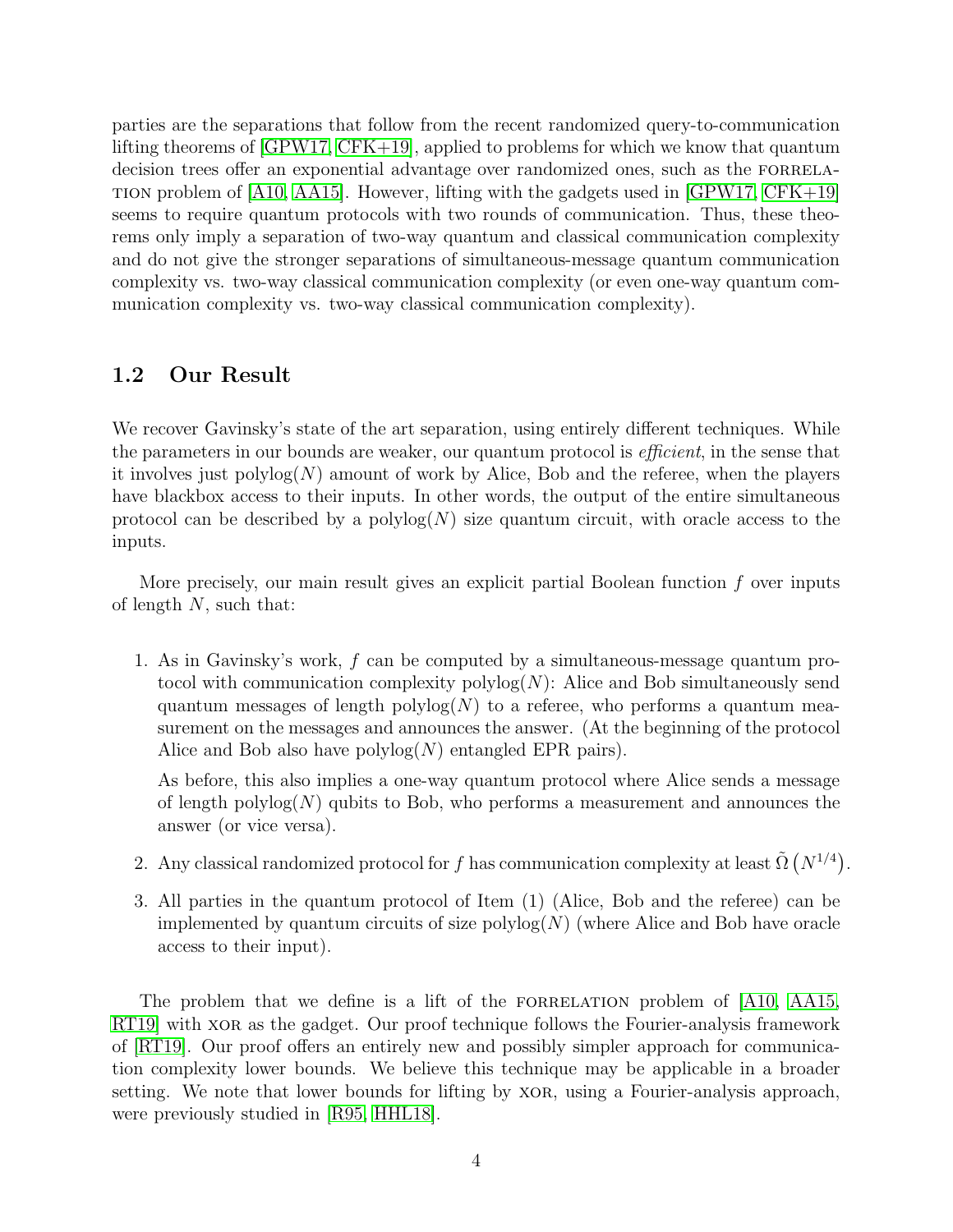parties are the separations that follow from the recent randomized query-to-communication lifting theorems of [GPW17, CFK+19], applied to problems for which we know that quantum decision trees offer an exponential advantage over randomized ones, such as the FORRELATION problem of [A10, AA15]. However, lifting with the gadgets used in [GPW17, CFK+19] seems to require quantum protocols with two rounds of communication. Thus, these theorems only imply a separation of two-way quantum and classical communication complexity and do not give the stronger separations of simultaneous-message quantum communication complexity vs. two-way classical communication complexity (or even one-way quantum communication complexity vs. two-way classical communication complexity).

## 1.2 Our Result

We recover Gavinsky's state of the art separation, using entirely different techniques. While the parameters in our bounds are weaker, our quantum protocol is *efficient*, in the sense that it involves just $\text{polylog}(N)$ amount of work by Alice, Bob and the referee, when the players have blackbox access to their inputs. In other words, the output of the entire simultaneous protocol can be described by a $\text{polylog}(N)$ size quantum circuit, with oracle access to the inputs.

More precisely, our main result gives an explicit partial Boolean function $f$ over inputs of length $N$, such that:

1. As in Gavinsky's work, $f$ can be computed by a simultaneous-message quantum protocol with communication complexity $\text{polylog}(N)$: Alice and Bob simultaneously send quantum messages of length $\text{polylog}(N)$ to a referee, who performs a quantum measurement on the messages and announces the answer. (At the beginning of the protocol Alice and Bob also have $\text{polylog}(N)$ entangled EPR pairs).

   As before, this also implies a one-way quantum protocol where Alice sends a message of length $\text{polylog}(N)$ qubits to Bob, who performs a measurement and announces the answer (or vice versa).

2. Any classical randomized protocol for $f$ has communication complexity at least $\tilde{\Omega}\left(N^{1/4}\right)$.

3. All parties in the quantum protocol of Item (1) (Alice, Bob and the referee) can be implemented by quantum circuits of size $\text{polylog}(N)$ (where Alice and Bob have oracle access to their input).

The problem that we define is a lift of the FORRELATION problem of [A10, AA15, RT19] with XOR as the gadget. Our proof technique follows the Fourier-analysis framework of [RT19]. Our proof offers an entirely new and possibly simpler approach for communication complexity lower bounds. We believe this technique may be applicable in a broader setting. We note that lower bounds for lifting by XOR, using a Fourier-analysis approach, were previously studied in [R95, HHL18].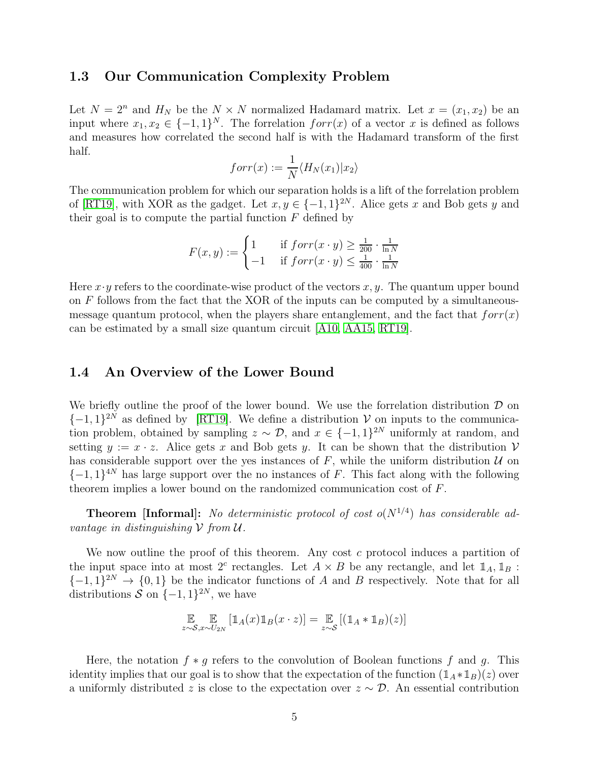## 1.3 Our Communication Complexity Problem

Let $N = 2^n$ and $H_N$ be the $N \times N$ normalized Hadamard matrix. Let $x = (x_1, x_2)$ be an input where $x_1, x_2 \in \{-1,1\}^N$. The forrelation $forr(x)$ of a vector $x$ is defined as follows and measures how correlated the second half is with the Hadamard transform of the first half.

$$forr(x) := \frac{1}{N}\langle H_N(x_1)|x_2\rangle$$

The communication problem for which our separation holds is a lift of the forrelation problem of [RT19], with XOR as the gadget. Let $x, y \in \{-1,1\}^{2N}$. Alice gets $x$ and Bob gets $y$ and their goal is to compute the partial function $F$ defined by

$$F(x,y) := \begin{cases} 1 & \text{if } forr(x \cdot y) \geq \frac{1}{200} \cdot \frac{1}{\ln N} \\ -1 & \text{if } forr(x \cdot y) \leq \frac{1}{400} \cdot \frac{1}{\ln N} \end{cases}$$

Here $x \cdot y$ refers to the coordinate-wise product of the vectors $x, y$. The quantum upper bound on $F$ follows from the fact that the XOR of the inputs can be computed by a simultaneous-message quantum protocol, when the players share entanglement, and the fact that $forr(x)$ can be estimated by a small size quantum circuit [A10, AA15, RT19].

## 1.4 An Overview of the Lower Bound

We briefly outline the proof of the lower bound. We use the forrelation distribution $\mathcal{D}$ on $\{-1,1\}^{2N}$ as defined by [RT19]. We define a distribution $\mathcal{V}$ on inputs to the communication problem, obtained by sampling $z \sim \mathcal{D}$, and $x \in \{-1,1\}^{2N}$ uniformly at random, and setting $y := x \cdot z$. Alice gets $x$ and Bob gets $y$. It can be shown that the distribution $\mathcal{V}$ has considerable support over the yes instances of $F$, while the uniform distribution $\mathcal{U}$ on $\{-1,1\}^{4N}$ has large support over the no instances of $F$. This fact along with the following theorem implies a lower bound on the randomized communication cost of $F$.

**Theorem [Informal]:** *No deterministic protocol of cost $o(N^{1/4})$ has considerable advantage in distinguishing $\mathcal{V}$ from $\mathcal{U}$.*

We now outline the proof of this theorem. Any cost $c$ protocol induces a partition of the input space into at most $2^c$ rectangles. Let $A \times B$ be any rectangle, and let $\mathbb{1}_A, \mathbb{1}_B : \{-1,1\}^{2N} \to \{0,1\}$ be the indicator functions of $A$ and $B$ respectively. Note that for all distributions $\mathcal{S}$ on $\{-1,1\}^{2N}$, we have

$$\mathop{\mathbb{E}}_{z \sim \mathcal{S}, x \sim U_{2N}} [\mathbb{1}_A(x)\mathbb{1}_B(x \cdot z)] = \mathop{\mathbb{E}}_{z \sim \mathcal{S}}[(\mathbb{1}_A * \mathbb{1}_B)(z)]$$

Here, the notation $f * g$ refers to the convolution of Boolean functions $f$ and $g$. This identity implies that our goal is to show that the expectation of the function $(\mathbb{1}_A * \mathbb{1}_B)(z)$ over a uniformly distributed $z$ is close to the expectation over $z \sim \mathcal{D}$. An essential contribution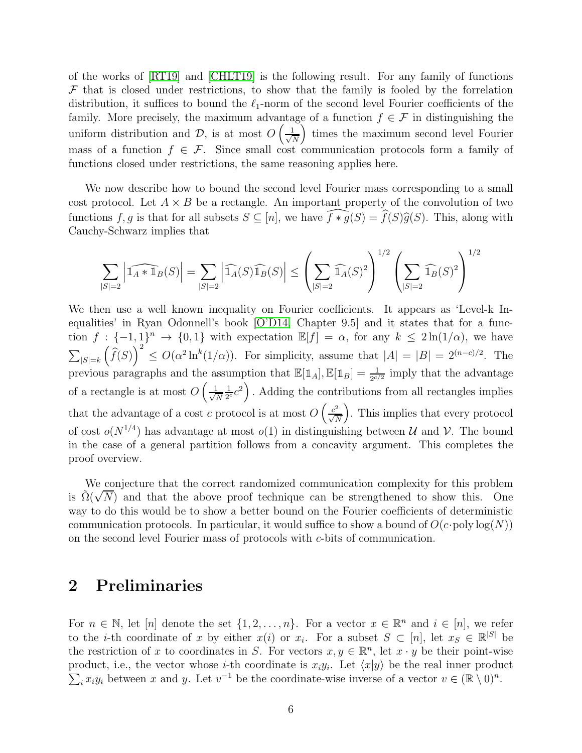of the works of [RT19] and [CHLT19] is the following result. For any family of functions $\mathcal{F}$ that is closed under restrictions, to show that the family is fooled by the forrelation distribution, it suffices to bound the $\ell_1$-norm of the second level Fourier coefficients of the family. More precisely, the maximum advantage of a function $f \in \mathcal{F}$ in distinguishing the uniform distribution and $\mathcal{D}$, is at most $O\left(\frac{1}{\sqrt{N}}\right)$ times the maximum second level Fourier mass of a function $f \in \mathcal{F}$. Since small cost communication protocols form a family of functions closed under restrictions, the same reasoning applies here.

We now describe how to bound the second level Fourier mass corresponding to a small cost protocol. Let $A \times B$ be a rectangle. An important property of the convolution of two functions $f, g$ is that for all subsets $S \subseteq [n]$, we have $\widehat{f * g}(S) = \widehat{f}(S)\widehat{g}(S)$. This, along with Cauchy-Schwarz implies that

$$\sum_{|S|=2} \left| \widehat{\mathbb{1}_A * \mathbb{1}_B}(S) \right| = \sum_{|S|=2} \left| \widehat{\mathbb{1}_A}(S) \widehat{\mathbb{1}_B}(S) \right| \leq \left( \sum_{|S|=2} \widehat{\mathbb{1}_A}(S)^2 \right)^{1/2} \left( \sum_{|S|=2} \widehat{\mathbb{1}_B}(S)^2 \right)^{1/2}$$

We then use a well known inequality on Fourier coefficients. It appears as 'Level-k Inequalities' in Ryan Odonnell's book [O'D14, Chapter 9.5] and it states that for a function $f : \{-1,1\}^n \to \{0,1\}$ with expectation $\mathbb{E}[f] = \alpha$, for any $k \leq 2\ln(1/\alpha)$, we have $\sum_{|S|=k} \left(\widehat{f}(S)\right)^2 \leq O(\alpha^2 \ln^k(1/\alpha))$. For simplicity, assume that $|A| = |B| = 2^{(n-c)/2}$. The previous paragraphs and the assumption that $\mathbb{E}[\mathbb{1}_A], \mathbb{E}[\mathbb{1}_B] = \frac{1}{2^{c/2}}$ imply that the advantage of a rectangle is at most $O\left(\frac{1}{\sqrt{N}} \frac{1}{2^c} c^2\right)$. Adding the contributions from all rectangles implies that the advantage of a cost $c$ protocol is at most $O\left(\frac{c^2}{\sqrt{N}}\right)$. This implies that every protocol of cost $o(N^{1/4})$ has advantage at most $o(1)$ in distinguishing between $\mathcal{U}$ and $\mathcal{V}$. The bound in the case of a general partition follows from a concavity argument. This completes the proof overview.

We conjecture that the correct randomized communication complexity for this problem is $\tilde{\Omega}(\sqrt{N})$ and that the above proof technique can be strengthened to show this. One way to do this would be to show a better bound on the Fourier coefficients of deterministic communication protocols. In particular, it would suffice to show a bound of $O(c \cdot \text{poly}\log(N))$ on the second level Fourier mass of protocols with $c$-bits of communication.

## 2 Preliminaries

For $n \in \mathbb{N}$, let $[n]$ denote the set $\{1, 2, \ldots, n\}$. For a vector $x \in \mathbb{R}^n$ and $i \in [n]$, we refer to the $i$-th coordinate of $x$ by either $x(i)$ or $x_i$. For a subset $S \subset [n]$, let $x_S \in \mathbb{R}^{|S|}$ be the restriction of $x$ to coordinates in $S$. For vectors $x, y \in \mathbb{R}^n$, let $x \cdot y$ be their point-wise product, i.e., the vector whose $i$-th coordinate is $x_i y_i$. Let $\langle x|y \rangle$ be the real inner product $\sum_i x_i y_i$ between $x$ and $y$. Let $v^{-1}$ be the coordinate-wise inverse of a vector $v \in (\mathbb{R} \setminus 0)^n$.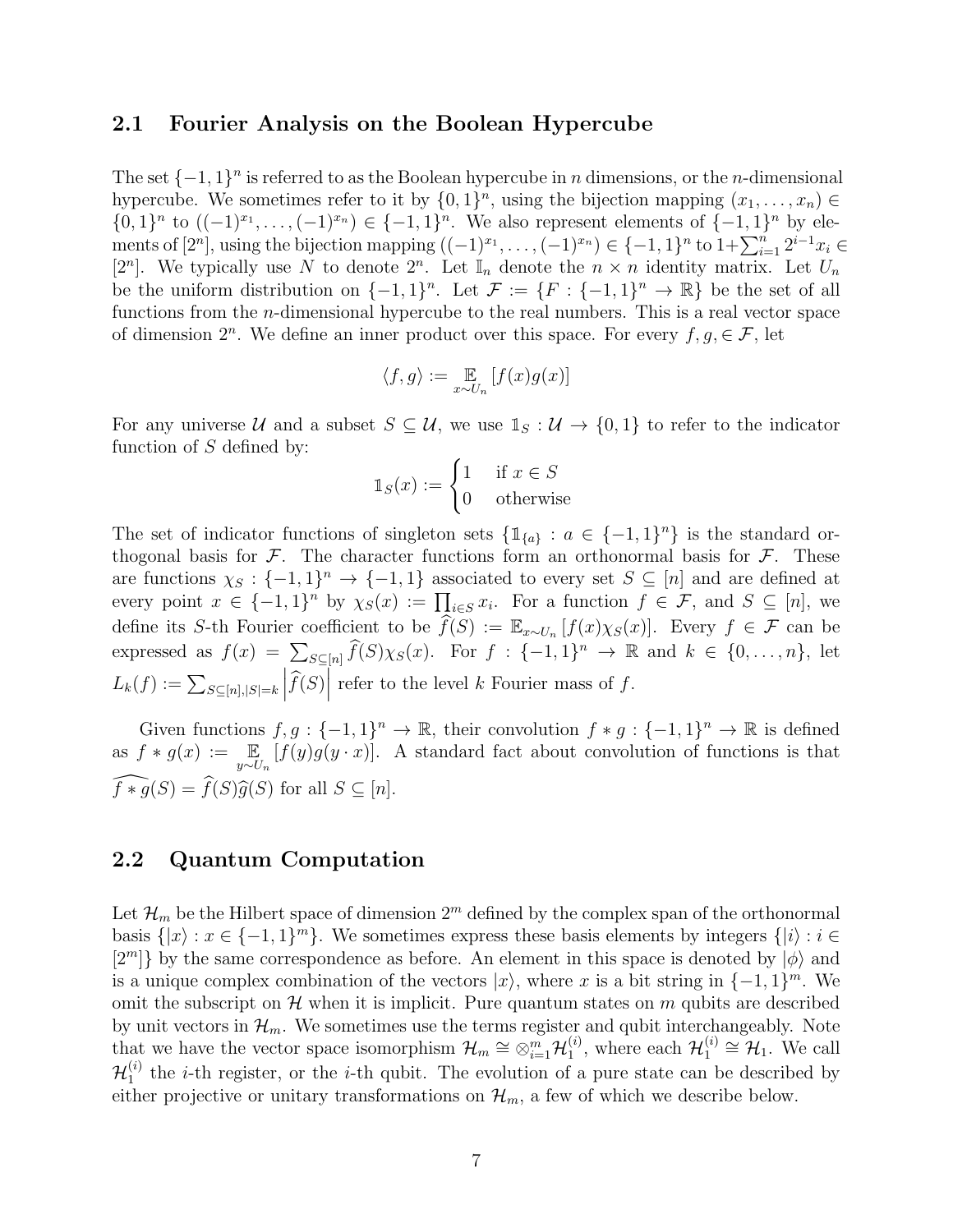## 2.1 Fourier Analysis on the Boolean Hypercube

The set $\{-1,1\}^n$ is referred to as the Boolean hypercube in $n$ dimensions, or the $n$-dimensional hypercube. We sometimes refer to it by $\{0,1\}^n$, using the bijection mapping $(x_1, \ldots, x_n) \in \{0,1\}^n$ to $((-1)^{x_1}, \ldots, (-1)^{x_n}) \in \{-1,1\}^n$. We also represent elements of $\{-1,1\}^n$ by elements of $[2^n]$, using the bijection mapping $((-1)^{x_1}, \ldots, (-1)^{x_n}) \in \{-1,1\}^n$ to $1+\sum_{i=1}^n 2^{i-1} x_i \in [2^n]$. We typically use $N$ to denote $2^n$. Let $\mathbb{I}_n$ denote the $n \times n$ identity matrix. Let $U_n$ be the uniform distribution on $\{-1,1\}^n$. Let $\mathcal{F} := \{F : \{-1,1\}^n \to \mathbb{R}\}$ be the set of all functions from the $n$-dimensional hypercube to the real numbers. This is a real vector space of dimension $2^n$. We define an inner product over this space. For every $f, g, \in \mathcal{F}$, let

$$\langle f, g \rangle := \mathop{\mathbb{E}}_{x \sim U_n} [f(x)g(x)]$$

For any universe $\mathcal{U}$ and a subset $S \subseteq \mathcal{U}$, we use $\mathbb{1}_S : \mathcal{U} \to \{0,1\}$ to refer to the indicator function of $S$ defined by:

$$\mathbb{1}_S(x) := \begin{cases} 1 & \text{if } x \in S \\ 0 & \text{otherwise} \end{cases}$$

The set of indicator functions of singleton sets $\{\mathbb{1}_{\{a\}} : a \in \{-1,1\}^n\}$ is the standard orthogonal basis for $\mathcal{F}$. The character functions form an orthonormal basis for $\mathcal{F}$. These are functions $\chi_S : \{-1,1\}^n \to \{-1,1\}$ associated to every set $S \subseteq [n]$ and are defined at every point $x \in \{-1,1\}^n$ by $\chi_S(x) := \prod_{i \in S} x_i$. For a function $f \in \mathcal{F}$, and $S \subseteq [n]$, we define its $S$-th Fourier coefficient to be $\widehat{f}(S) := \mathbb{E}_{x \sim U_n}[f(x)\chi_S(x)]$. Every $f \in \mathcal{F}$ can be expressed as $f(x) = \sum_{S \subseteq [n]} \widehat{f}(S)\chi_S(x)$. For $f : \{-1,1\}^n \to \mathbb{R}$ and $k \in \{0, \ldots, n\}$, let $L_k(f) := \sum_{S \subseteq [n], |S|=k} \left|\widehat{f}(S)\right|$ refer to the level $k$ Fourier mass of $f$.

Given functions $f, g : \{-1,1\}^n \to \mathbb{R}$, their convolution $f * g : \{-1,1\}^n \to \mathbb{R}$ is defined as $f * g(x) := \mathop{\mathbb{E}}_{y \sim U_n}[f(y)g(y \cdot x)]$. A standard fact about convolution of functions is that $\widehat{f * g}(S) = \widehat{f}(S)\widehat{g}(S)$ for all $S \subseteq [n]$.

## 2.2 Quantum Computation

Let $\mathcal{H}_m$ be the Hilbert space of dimension $2^m$ defined by the complex span of the orthonormal basis $\{|x\rangle : x \in \{-1,1\}^m\}$. We sometimes express these basis elements by integers $\{|i\rangle : i \in [2^m]\}$ by the same correspondence as before. An element in this space is denoted by $|\phi\rangle$ and is a unique complex combination of the vectors $|x\rangle$, where $x$ is a bit string in $\{-1,1\}^m$. We omit the subscript on $\mathcal{H}$ when it is implicit. Pure quantum states on $m$ qubits are described by unit vectors in $\mathcal{H}_m$. We sometimes use the terms register and qubit interchangeably. Note that we have the vector space isomorphism $\mathcal{H}_m \cong \otimes_{i=1}^m \mathcal{H}_1^{(i)}$, where each $\mathcal{H}_1^{(i)} \cong \mathcal{H}_1$. We call $\mathcal{H}_1^{(i)}$ the $i$-th register, or the $i$-th qubit. The evolution of a pure state can be described by either projective or unitary transformations on $\mathcal{H}_m$, a few of which we describe below.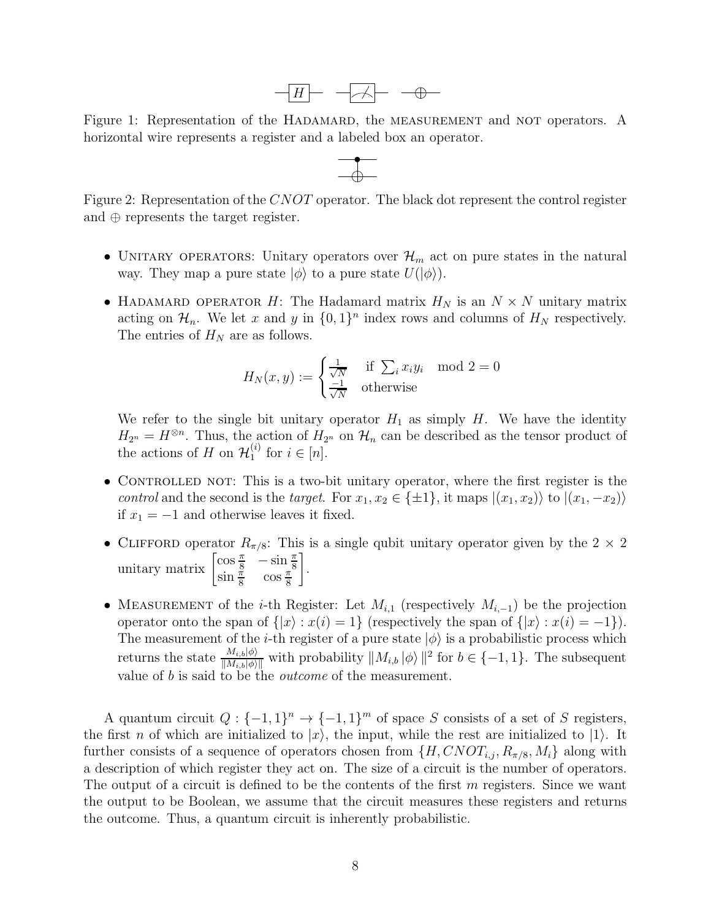Figure 1: Representation of the HADAMARD, the MEASUREMENT and NOT operators. A horizontal wire represents a register and a labeled box an operator.

Figure 2: Representation of the $CNOT$ operator. The black dot represent the control register and $\oplus$ represents the target register.

- UNITARY OPERATORS: Unitary operators over $\mathcal{H}_m$ act on pure states in the natural way. They map a pure state $|\phi\rangle$ to a pure state $U(|\phi\rangle)$.

- HADAMARD OPERATOR $H$: The Hadamard matrix $H_N$ is an $N \times N$ unitary matrix acting on $\mathcal{H}_n$. We let $x$ and $y$ in $\{0,1\}^n$ index rows and columns of $H_N$ respectively. The entries of $H_N$ are as follows.

$$H_N(x,y) := \begin{cases} \frac{1}{\sqrt{N}} & \text{if } \sum_i x_i y_i \mod 2 = 0 \\ \frac{-1}{\sqrt{N}} & \text{otherwise} \end{cases}$$

  We refer to the single bit unitary operator $H_1$ as simply $H$. We have the identity $H_{2^n} = H^{\otimes n}$. Thus, the action of $H_{2^n}$ on $\mathcal{H}_n$ can be described as the tensor product of the actions of $H$ on $\mathcal{H}_1^{(i)}$ for $i \in [n]$.

- CONTROLLED NOT: This is a two-bit unitary operator, where the first register is the *control* and the second is the *target*. For $x_1, x_2 \in \{\pm 1\}$, it maps $|(x_1, x_2)\rangle$ to $|(x_1, -x_2)\rangle$ if $x_1 = -1$ and otherwise leaves it fixed.

- CLIFFORD operator $R_{\pi/8}$: This is a single qubit unitary operator given by the $2 \times 2$ unitary matrix $\begin{bmatrix} \cos\frac{\pi}{8} & -\sin\frac{\pi}{8} \\ \sin\frac{\pi}{8} & \cos\frac{\pi}{8} \end{bmatrix}$.

- MEASUREMENT of the $i$-th Register: Let $M_{i,1}$ (respectively $M_{i,-1}$) be the projection operator onto the span of $\{|x\rangle : x(i) = 1\}$ (respectively the span of $\{|x\rangle : x(i) = -1\}$). The measurement of the $i$-th register of a pure state $|\phi\rangle$ is a probabilistic process which returns the state $\frac{M_{i,b}|\phi\rangle}{\|M_{i,b}|\phi\rangle\|}$ with probability $\|M_{i,b}|\phi\rangle\|^2$ for $b \in \{-1, 1\}$. The subsequent value of $b$ is said to be the *outcome* of the measurement.

A quantum circuit $Q : \{-1,1\}^n \to \{-1,1\}^m$ of space $S$ consists of a set of $S$ registers, the first $n$ of which are initialized to $|x\rangle$, the input, while the rest are initialized to $|1\rangle$. It further consists of a sequence of operators chosen from $\{H, CNOT_{i,j}, R_{\pi/8}, M_i\}$ along with a description of which register they act on. The size of a circuit is the number of operators. The output of a circuit is defined to be the contents of the first $m$ registers. Since we want the output to be Boolean, we assume that the circuit measures these registers and returns the outcome. Thus, a quantum circuit is inherently probabilistic.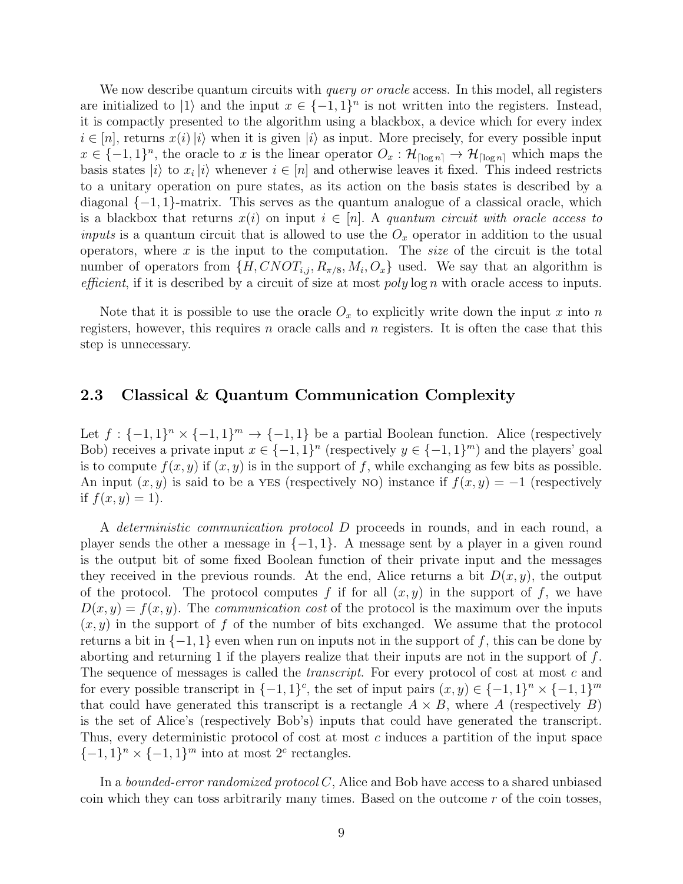We now describe quantum circuits with *query or oracle* access. In this model, all registers are initialized to $|1\rangle$ and the input $x \in \{-1,1\}^n$ is not written into the registers. Instead, it is compactly presented to the algorithm using a blackbox, a device which for every index $i \in [n]$, returns $x(i)\,|i\rangle$ when it is given $|i\rangle$ as input. More precisely, for every possible input $x \in \{-1,1\}^n$, the oracle to $x$ is the linear operator $O_x : \mathcal{H}_{\lceil \log n \rceil} \to \mathcal{H}_{\lceil \log n \rceil}$ which maps the basis states $|i\rangle$ to $x_i\,|i\rangle$ whenever $i \in [n]$ and otherwise leaves it fixed. This indeed restricts to a unitary operation on pure states, as its action on the basis states is described by a diagonal $\{-1,1\}$-matrix. This serves as the quantum analogue of a classical oracle, which is a blackbox that returns $x(i)$ on input $i \in [n]$. A *quantum circuit with oracle access to inputs* is a quantum circuit that is allowed to use the $O_x$ operator in addition to the usual operators, where $x$ is the input to the computation. The *size* of the circuit is the total number of operators from $\{H, CNOT_{i,j}, R_{\pi/8}, M_i, O_x\}$ used. We say that an algorithm is *efficient*, if it is described by a circuit of size at most *poly* $\log n$ with oracle access to inputs.

Note that it is possible to use the oracle $O_x$ to explicitly write down the input $x$ into $n$ registers, however, this requires $n$ oracle calls and $n$ registers. It is often the case that this step is unnecessary.

## 2.3 Classical & Quantum Communication Complexity

Let $f : \{-1,1\}^n \times \{-1,1\}^m \to \{-1,1\}$ be a partial Boolean function. Alice (respectively Bob) receives a private input $x \in \{-1,1\}^n$ (respectively $y \in \{-1,1\}^m$) and the players' goal is to compute $f(x,y)$ if $(x,y)$ is in the support of $f$, while exchanging as few bits as possible. An input $(x,y)$ is said to be a YES (respectively NO) instance if $f(x,y) = -1$ (respectively if $f(x,y) = 1$).

A *deterministic communication protocol* $D$ proceeds in rounds, and in each round, a player sends the other a message in $\{-1,1\}$. A message sent by a player in a given round is the output bit of some fixed Boolean function of their private input and the messages they received in the previous rounds. At the end, Alice returns a bit $D(x,y)$, the output of the protocol. The protocol computes $f$ if for all $(x,y)$ in the support of $f$, we have $D(x,y) = f(x,y)$. The *communication cost* of the protocol is the maximum over the inputs $(x,y)$ in the support of $f$ of the number of bits exchanged. We assume that the protocol returns a bit in $\{-1,1\}$ even when run on inputs not in the support of $f$, this can be done by aborting and returning 1 if the players realize that their inputs are not in the support of $f$. The sequence of messages is called the *transcript*. For every protocol of cost at most $c$ and for every possible transcript in $\{-1,1\}^c$, the set of input pairs $(x,y) \in \{-1,1\}^n \times \{-1,1\}^m$ that could have generated this transcript is a rectangle $A \times B$, where $A$ (respectively $B$) is the set of Alice's (respectively Bob's) inputs that could have generated the transcript. Thus, every deterministic protocol of cost at most $c$ induces a partition of the input space $\{-1,1\}^n \times \{-1,1\}^m$ into at most $2^c$ rectangles.

In a *bounded-error randomized protocol* $C$, Alice and Bob have access to a shared unbiased coin which they can toss arbitrarily many times. Based on the outcome $r$ of the coin tosses,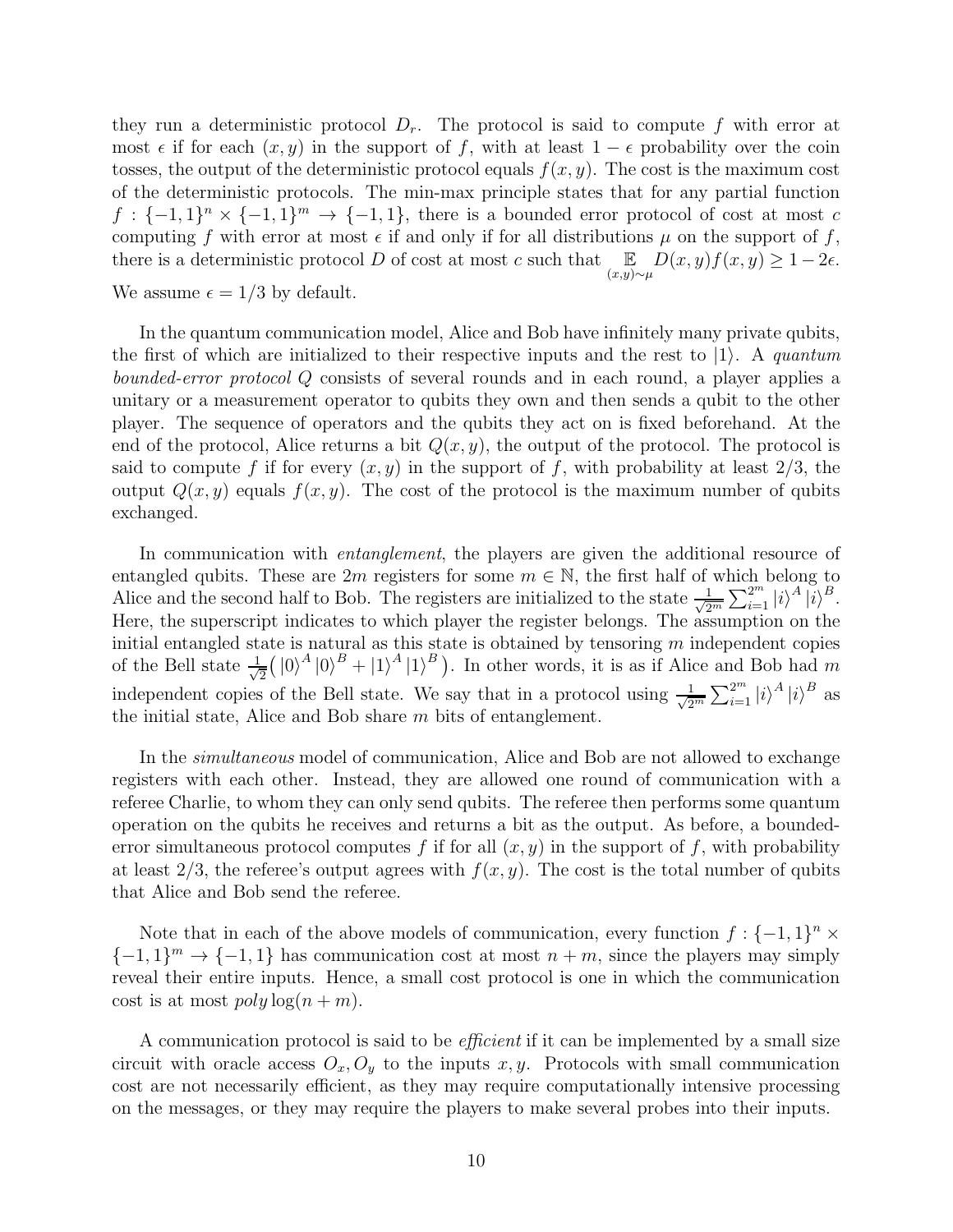they run a deterministic protocol $D_r$. The protocol is said to compute $f$ with error at most $\epsilon$ if for each $(x, y)$ in the support of $f$, with at least $1 - \epsilon$ probability over the coin tosses, the output of the deterministic protocol equals $f(x, y)$. The cost is the maximum cost of the deterministic protocols. The min-max principle states that for any partial function $f : \{-1, 1\}^n \times \{-1, 1\}^m \to \{-1, 1\}$, there is a bounded error protocol of cost at most $c$ computing $f$ with error at most $\epsilon$ if and only if for all distributions $\mu$ on the support of $f$, there is a deterministic protocol $D$ of cost at most $c$ such that $\mathop{\mathbb{E}}_{(x,y)\sim\mu} D(x, y) f(x, y) \geq 1 - 2\epsilon$. We assume $\epsilon = 1/3$ by default.

In the quantum communication model, Alice and Bob have infinitely many private qubits, the first of which are initialized to their respective inputs and the rest to $|1\rangle$. A *quantum bounded-error protocol* $Q$ consists of several rounds and in each round, a player applies a unitary or a measurement operator to qubits they own and then sends a qubit to the other player. The sequence of operators and the qubits they act on is fixed beforehand. At the end of the protocol, Alice returns a bit $Q(x, y)$, the output of the protocol. The protocol is said to compute $f$ if for every $(x, y)$ in the support of $f$, with probability at least $2/3$, the output $Q(x, y)$ equals $f(x, y)$. The cost of the protocol is the maximum number of qubits exchanged.

In communication with *entanglement*, the players are given the additional resource of entangled qubits. These are $2m$ registers for some $m \in \mathbb{N}$, the first half of which belong to Alice and the second half to Bob. The registers are initialized to the state $\frac{1}{\sqrt{2^m}} \sum_{i=1}^{2^m} |i\rangle^A |i\rangle^B$. Here, the superscript indicates to which player the register belongs. The assumption on the initial entangled state is natural as this state is obtained by tensoring $m$ independent copies of the Bell state $\frac{1}{\sqrt{2}}\big(|0\rangle^A |0\rangle^B + |1\rangle^A |1\rangle^B\big)$. In other words, it is as if Alice and Bob had $m$ independent copies of the Bell state. We say that in a protocol using $\frac{1}{\sqrt{2^m}} \sum_{i=1}^{2^m} |i\rangle^A |i\rangle^B$ as the initial state, Alice and Bob share $m$ bits of entanglement.

In the *simultaneous* model of communication, Alice and Bob are not allowed to exchange registers with each other. Instead, they are allowed one round of communication with a referee Charlie, to whom they can only send qubits. The referee then performs some quantum operation on the qubits he receives and returns a bit as the output. As before, a bounded-error simultaneous protocol computes $f$ if for all $(x, y)$ in the support of $f$, with probability at least $2/3$, the referee's output agrees with $f(x, y)$. The cost is the total number of qubits that Alice and Bob send the referee.

Note that in each of the above models of communication, every function $f : \{-1, 1\}^n \times \{-1, 1\}^m \to \{-1, 1\}$ has communication cost at most $n + m$, since the players may simply reveal their entire inputs. Hence, a small cost protocol is one in which the communication cost is at most $poly \log(n + m)$.

A communication protocol is said to be *efficient* if it can be implemented by a small size circuit with oracle access $O_x, O_y$ to the inputs $x, y$. Protocols with small communication cost are not necessarily efficient, as they may require computationally intensive processing on the messages, or they may require the players to make several probes into their inputs.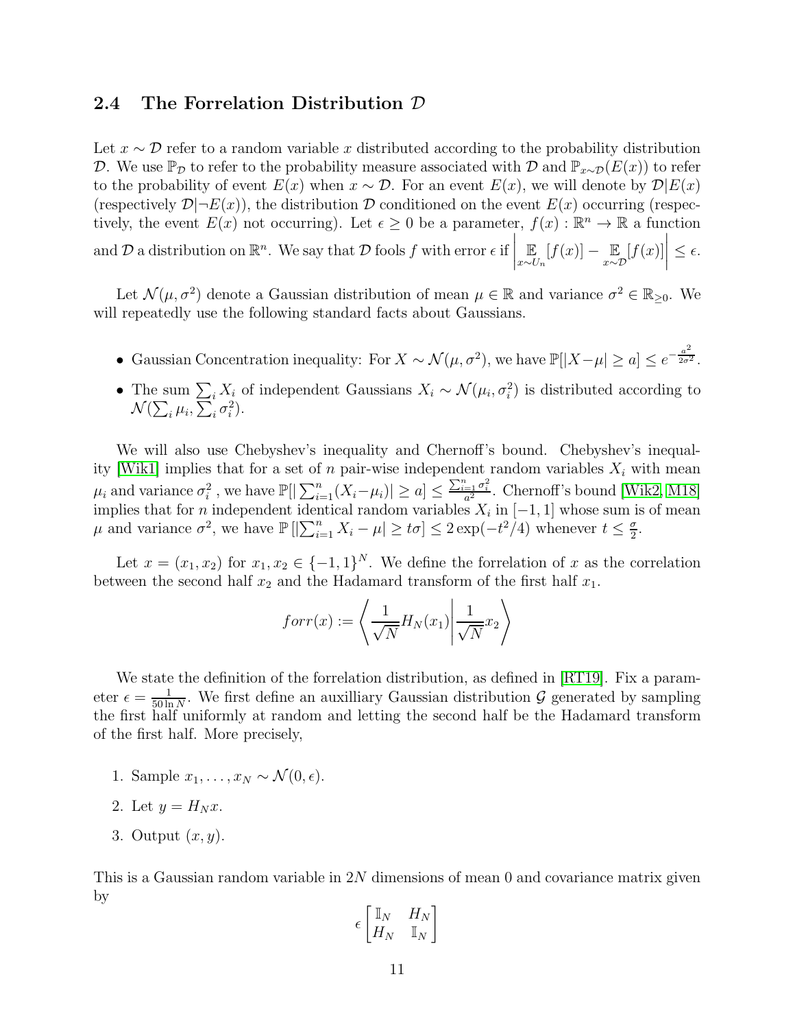## 2.4 The Forrelation Distribution $\mathcal{D}$

Let $x \sim \mathcal{D}$ refer to a random variable $x$ distributed according to the probability distribution $\mathcal{D}$. We use $\mathbb{P}_{\mathcal{D}}$ to refer to the probability measure associated with $\mathcal{D}$ and $\mathbb{P}_{x\sim\mathcal{D}}(E(x))$ to refer to the probability of event $E(x)$ when $x \sim \mathcal{D}$. For an event $E(x)$, we will denote by $\mathcal{D}|E(x)$ (respectively $\mathcal{D}|\neg E(x)$), the distribution $\mathcal{D}$ conditioned on the event $E(x)$ occurring (respectively, the event $E(x)$ not occurring). Let $\epsilon \geq 0$ be a parameter, $f(x) : \mathbb{R}^n \to \mathbb{R}$ a function and $\mathcal{D}$ a distribution on $\mathbb{R}^n$. We say that $\mathcal{D}$ fools $f$ with error $\epsilon$ if $\left|\underset{x\sim U_n}{\mathbb{E}}[f(x)] - \underset{x\sim\mathcal{D}}{\mathbb{E}}[f(x)]\right| \leq \epsilon$.

Let $\mathcal{N}(\mu, \sigma^2)$ denote a Gaussian distribution of mean $\mu \in \mathbb{R}$ and variance $\sigma^2 \in \mathbb{R}_{\geq 0}$. We will repeatedly use the following standard facts about Gaussians.

- Gaussian Concentration inequality: For $X \sim \mathcal{N}(\mu, \sigma^2)$, we have $\mathbb{P}[|X-\mu| \geq a] \leq e^{-\frac{a^2}{2\sigma^2}}$.
- The sum $\sum_i X_i$ of independent Gaussians $X_i \sim \mathcal{N}(\mu_i, \sigma_i^2)$ is distributed according to $\mathcal{N}(\sum_i \mu_i, \sum_i \sigma_i^2)$.

We will also use Chebyshev's inequality and Chernoff's bound. Chebyshev's inequality [Wik1] implies that for a set of $n$ pair-wise independent random variables $X_i$ with mean $\mu_i$ and variance $\sigma_i^2$ , we have $\mathbb{P}[|\sum_{i=1}^n (X_i - \mu_i)| \geq a] \leq \frac{\sum_{i=1}^n \sigma_i^2}{a^2}$. Chernoff's bound [Wik2, M18] implies that for $n$ independent identical random variables $X_i$ in $[-1, 1]$ whose sum is of mean $\mu$ and variance $\sigma^2$, we have $\mathbb{P}\left[|\sum_{i=1}^n X_i - \mu| \geq t\sigma\right] \leq 2\exp(-t^2/4)$ whenever $t \leq \frac{\sigma}{2}$.

Let $x = (x_1, x_2)$ for $x_1, x_2 \in \{-1, 1\}^N$. We define the forrelation of $x$ as the correlation between the second half $x_2$ and the Hadamard transform of the first half $x_1$.

$$forr(x) := \left\langle \frac{1}{\sqrt{N}} H_N(x_1) \middle| \frac{1}{\sqrt{N}} x_2 \right\rangle$$

We state the definition of the forrelation distribution, as defined in [RT19]. Fix a parameter $\epsilon = \frac{1}{50 \ln N}$. We first define an auxilliary Gaussian distribution $\mathcal{G}$ generated by sampling the first half uniformly at random and letting the second half be the Hadamard transform of the first half. More precisely,

1. Sample $x_1, \ldots, x_N \sim \mathcal{N}(0, \epsilon)$.
2. Let $y = H_N x$.
3. Output $(x, y)$.

This is a Gaussian random variable in $2N$ dimensions of mean 0 and covariance matrix given by

$$\epsilon \begin{bmatrix} \mathbb{I}_N & H_N \\ H_N & \mathbb{I}_N \end{bmatrix}$$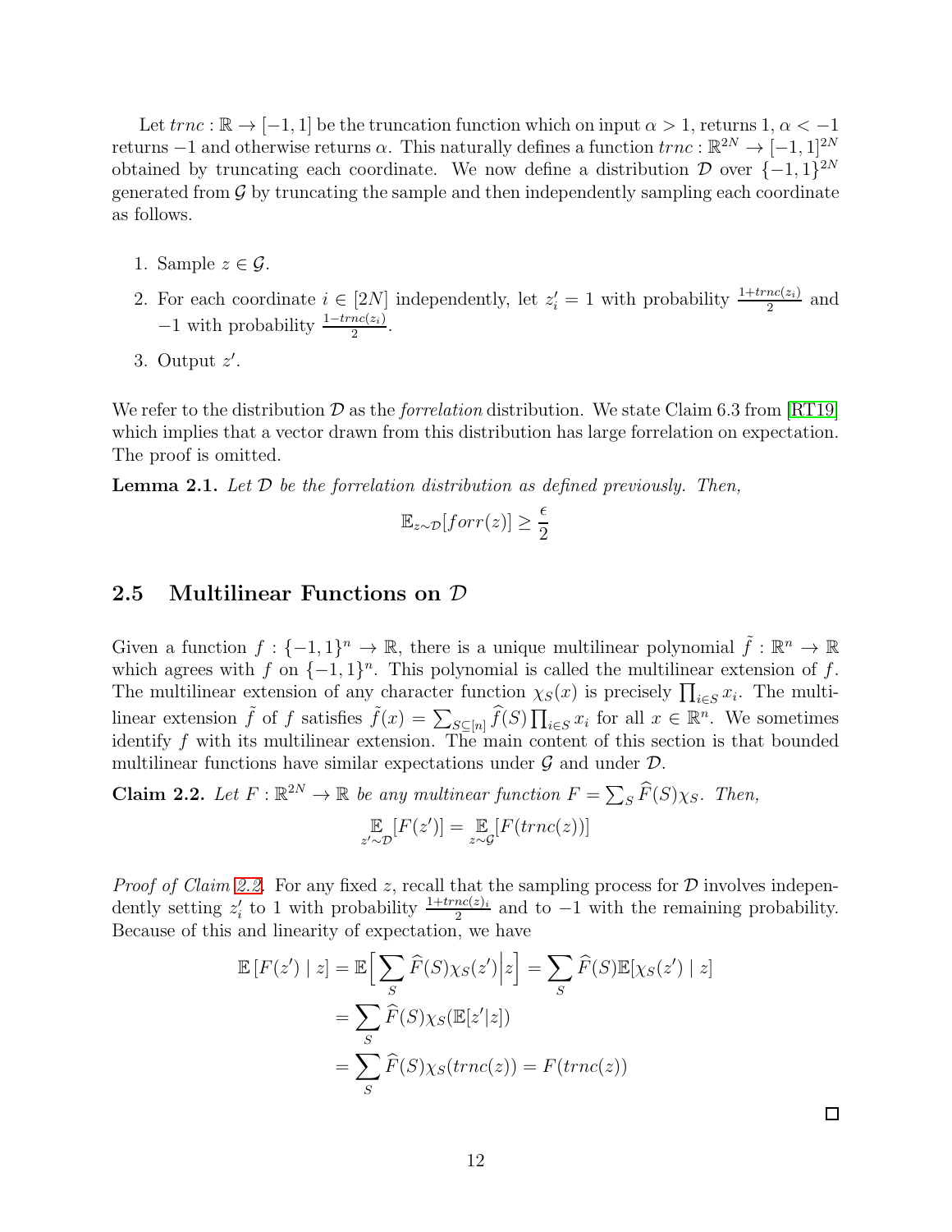Let $trnc : \mathbb{R} \to [-1, 1]$ be the truncation function which on input $\alpha > 1$, returns 1, $\alpha < -1$ returns $-1$ and otherwise returns $\alpha$. This naturally defines a function $trnc : \mathbb{R}^{2N} \to [-1, 1]^{2N}$ obtained by truncating each coordinate. We now define a distribution $\mathcal{D}$ over $\{-1, 1\}^{2N}$ generated from $\mathcal{G}$ by truncating the sample and then independently sampling each coordinate as follows.

1. Sample $z \in \mathcal{G}$.
2. For each coordinate $i \in [2N]$ independently, let $z'_i = 1$ with probability $\frac{1+trnc(z_i)}{2}$ and $-1$ with probability $\frac{1-trnc(z_i)}{2}$.
3. Output $z'$.

We refer to the distribution $\mathcal{D}$ as the *forrelation* distribution. We state Claim 6.3 from [RT19] which implies that a vector drawn from this distribution has large forrelation on expectation. The proof is omitted.

**Lemma 2.1.** *Let $\mathcal{D}$ be the forrelation distribution as defined previously. Then,*

$$\mathbb{E}_{z \sim \mathcal{D}}[forr(z)] \geq \frac{\epsilon}{2}$$

## 2.5 Multilinear Functions on $\mathcal{D}$

Given a function $f : \{-1, 1\}^n \to \mathbb{R}$, there is a unique multilinear polynomial $\tilde{f} : \mathbb{R}^n \to \mathbb{R}$ which agrees with $f$ on $\{-1, 1\}^n$. This polynomial is called the multilinear extension of $f$. The multilinear extension of any character function $\chi_S(x)$ is precisely $\prod_{i \in S} x_i$. The multilinear extension $\tilde{f}$ of $f$ satisfies $\tilde{f}(x) = \sum_{S \subseteq [n]} \widehat{f}(S) \prod_{i \in S} x_i$ for all $x \in \mathbb{R}^n$. We sometimes identify $f$ with its multilinear extension. The main content of this section is that bounded multilinear functions have similar expectations under $\mathcal{G}$ and under $\mathcal{D}$.

**Claim 2.2.** *Let $F : \mathbb{R}^{2N} \to \mathbb{R}$ be any multinear function $F = \sum_S \widehat{F}(S)\chi_S$. Then,*

$$\mathop{\mathbb{E}}_{z' \sim \mathcal{D}}[F(z')] = \mathop{\mathbb{E}}_{z \sim \mathcal{G}}[F(trnc(z))]$$

*Proof of Claim 2.2.* For any fixed $z$, recall that the sampling process for $\mathcal{D}$ involves independently setting $z'_i$ to 1 with probability $\frac{1+trnc(z)_i}{2}$ and to $-1$ with the remaining probability. Because of this and linearity of expectation, we have

$$\begin{aligned}
\mathbb{E}\left[F(z') \mid z\right] &= \mathbb{E}\Big[\sum_S \widehat{F}(S)\chi_S(z') \Big| z\Big] = \sum_S \widehat{F}(S)\mathbb{E}[\chi_S(z') \mid z] \\
&= \sum_S \widehat{F}(S)\chi_S(\mathbb{E}[z'|z]) \\
&= \sum_S \widehat{F}(S)\chi_S(trnc(z)) = F(trnc(z))
\end{aligned}$$

□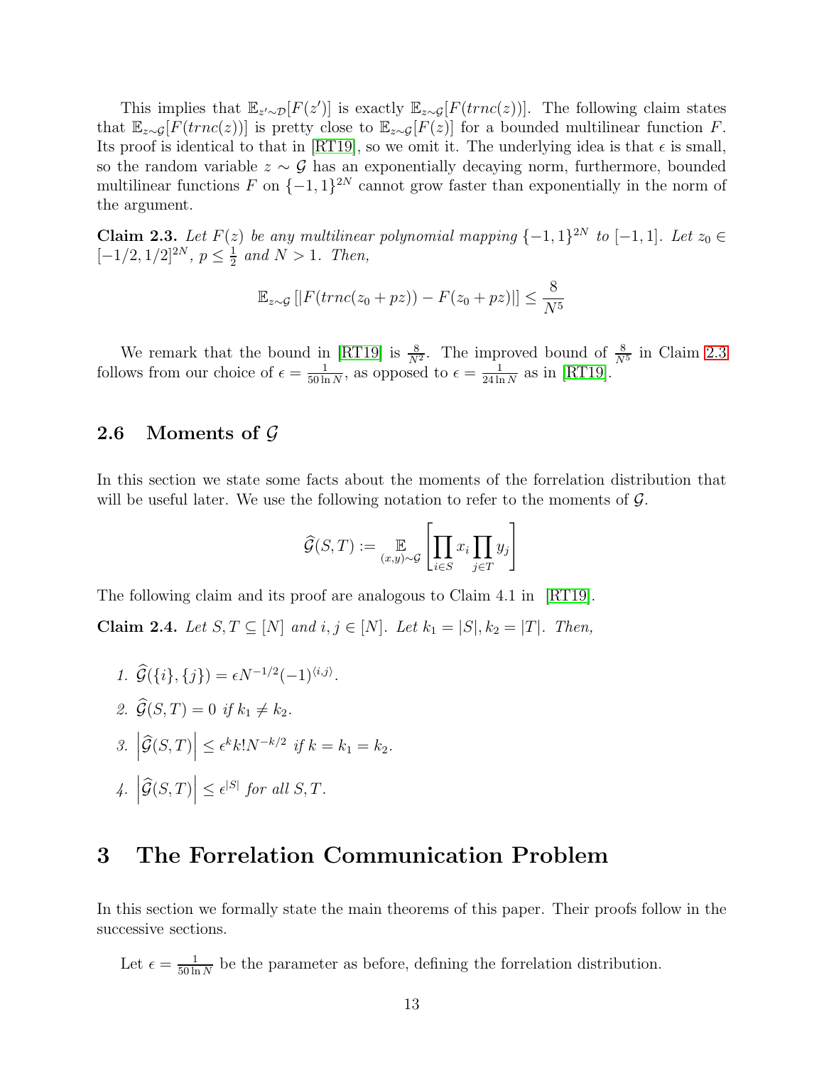This implies that $\mathbb{E}_{z'\sim\mathcal{D}}[F(z')]$ is exactly $\mathbb{E}_{z\sim\mathcal{G}}[F(trnc(z))]$. The following claim states that $\mathbb{E}_{z\sim\mathcal{G}}[F(trnc(z))]$ is pretty close to $\mathbb{E}_{z\sim\mathcal{G}}[F(z)]$ for a bounded multilinear function $F$. Its proof is identical to that in [RT19], so we omit it. The underlying idea is that $\epsilon$ is small, so the random variable $z \sim \mathcal{G}$ has an exponentially decaying norm, furthermore, bounded multilinear functions $F$ on $\{-1,1\}^{2N}$ cannot grow faster than exponentially in the norm of the argument.

**Claim 2.3.** *Let $F(z)$ be any multilinear polynomial mapping $\{-1,1\}^{2N}$ to $[-1,1]$. Let $z_0 \in [-1/2, 1/2]^{2N}$, $p \leq \frac{1}{2}$ and $N > 1$. Then,*

$$\mathbb{E}_{z\sim\mathcal{G}}\left[|F(trnc(z_0 + pz)) - F(z_0 + pz)|\right] \leq \frac{8}{N^5}$$

We remark that the bound in [RT19] is $\frac{8}{N^2}$. The improved bound of $\frac{8}{N^5}$ in Claim 2.3 follows from our choice of $\epsilon = \frac{1}{50 \ln N}$, as opposed to $\epsilon = \frac{1}{24 \ln N}$ as in [RT19].

### 2.6 Moments of $\mathcal{G}$

In this section we state some facts about the moments of the forrelation distribution that will be useful later. We use the following notation to refer to the moments of $\mathcal{G}$.

$$\widehat{\mathcal{G}}(S,T) := \mathop{\mathbb{E}}_{(x,y)\sim\mathcal{G}}\left[\prod_{i\in S} x_i \prod_{j\in T} y_j\right]$$

The following claim and its proof are analogous to Claim 4.1 in [RT19].

**Claim 2.4.** *Let $S, T \subseteq [N]$ and $i, j \in [N]$. Let $k_1 = |S|, k_2 = |T|$. Then,*

1. $\widehat{\mathcal{G}}(\{i\},\{j\}) = \epsilon N^{-1/2}(-1)^{\langle i,j\rangle}$.
2. $\widehat{\mathcal{G}}(S,T) = 0$ *if* $k_1 \neq k_2$.
3. $\left|\widehat{\mathcal{G}}(S,T)\right| \leq \epsilon^k k! N^{-k/2}$ *if* $k = k_1 = k_2$.
4. $\left|\widehat{\mathcal{G}}(S,T)\right| \leq \epsilon^{|S|}$ *for all* $S, T$.

## 3 The Forrelation Communication Problem

In this section we formally state the main theorems of this paper. Their proofs follow in the successive sections.

Let $\epsilon = \frac{1}{50 \ln N}$ be the parameter as before, defining the forrelation distribution.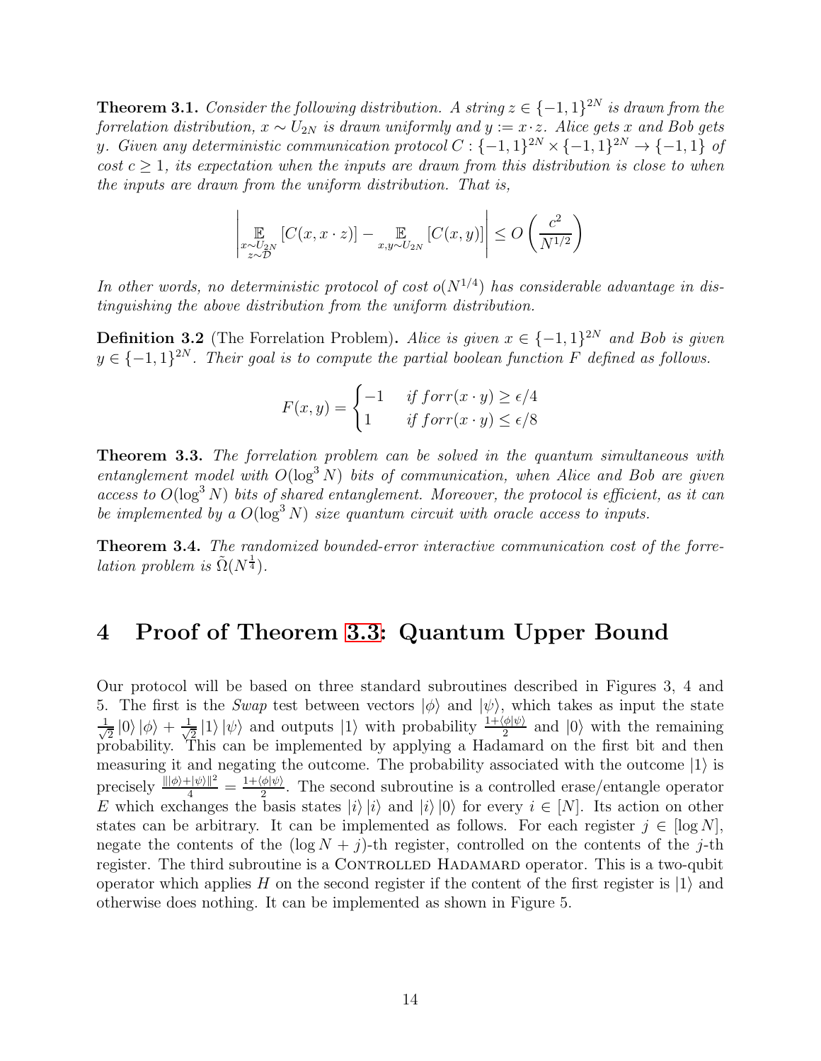**Theorem 3.1.** *Consider the following distribution. A string $z \in \{-1,1\}^{2N}$ is drawn from the forrelation distribution, $x \sim U_{2N}$ is drawn uniformly and $y := x \cdot z$. Alice gets $x$ and Bob gets $y$. Given any deterministic communication protocol $C : \{-1,1\}^{2N} \times \{-1,1\}^{2N} \to \{-1,1\}$ of cost $c \geq 1$, its expectation when the inputs are drawn from this distribution is close to when the inputs are drawn from the uniform distribution. That is,*

$$\left| \mathop{\mathbb{E}}_{\substack{x \sim U_{2N} \\ z \sim \mathcal{D}}} [C(x, x \cdot z)] - \mathop{\mathbb{E}}_{x,y \sim U_{2N}} [C(x,y)] \right| \leq O\left(\frac{c^2}{N^{1/2}}\right)$$

*In other words, no deterministic protocol of cost $o(N^{1/4})$ has considerable advantage in distinguishing the above distribution from the uniform distribution.*

**Definition 3.2** (The Forrelation Problem)**.** *Alice is given $x \in \{-1,1\}^{2N}$ and Bob is given $y \in \{-1,1\}^{2N}$. Their goal is to compute the partial boolean function $F$ defined as follows.*

$$F(x,y) = \begin{cases} -1 & \text{if } forr(x \cdot y) \geq \epsilon/4 \\ 1 & \text{if } forr(x \cdot y) \leq \epsilon/8 \end{cases}$$

**Theorem 3.3.** *The forrelation problem can be solved in the quantum simultaneous with entanglement model with $O(\log^3 N)$ bits of communication, when Alice and Bob are given access to $O(\log^3 N)$ bits of shared entanglement. Moreover, the protocol is efficient, as it can be implemented by a $O(\log^3 N)$ size quantum circuit with oracle access to inputs.*

**Theorem 3.4.** *The randomized bounded-error interactive communication cost of the forrelation problem is $\tilde{\Omega}(N^{\frac{1}{4}})$.*

# 4 Proof of Theorem 3.3: Quantum Upper Bound

Our protocol will be based on three standard subroutines described in Figures 3, 4 and 5. The first is the *Swap* test between vectors $|\phi\rangle$ and $|\psi\rangle$, which takes as input the state $\frac{1}{\sqrt{2}}|0\rangle|\phi\rangle + \frac{1}{\sqrt{2}}|1\rangle|\psi\rangle$ and outputs $|1\rangle$ with probability $\frac{1+\langle\phi|\psi\rangle}{2}$ and $|0\rangle$ with the remaining probability. This can be implemented by applying a Hadamard on the first bit and then measuring it and negating the outcome. The probability associated with the outcome $|1\rangle$ is precisely $\frac{\||\phi\rangle+|\psi\rangle\|^2}{4} = \frac{1+\langle\phi|\psi\rangle}{2}$. The second subroutine is a controlled erase/entangle operator $E$ which exchanges the basis states $|i\rangle|i\rangle$ and $|i\rangle|0\rangle$ for every $i \in [N]$. Its action on other states can be arbitrary. It can be implemented as follows. For each register $j \in [\log N]$, negate the contents of the $(\log N + j)$-th register, controlled on the contents of the $j$-th register. The third subroutine is a Controlled Hadamard operator. This is a two-qubit operator which applies $H$ on the second register if the content of the first register is $|1\rangle$ and otherwise does nothing. It can be implemented as shown in Figure 5.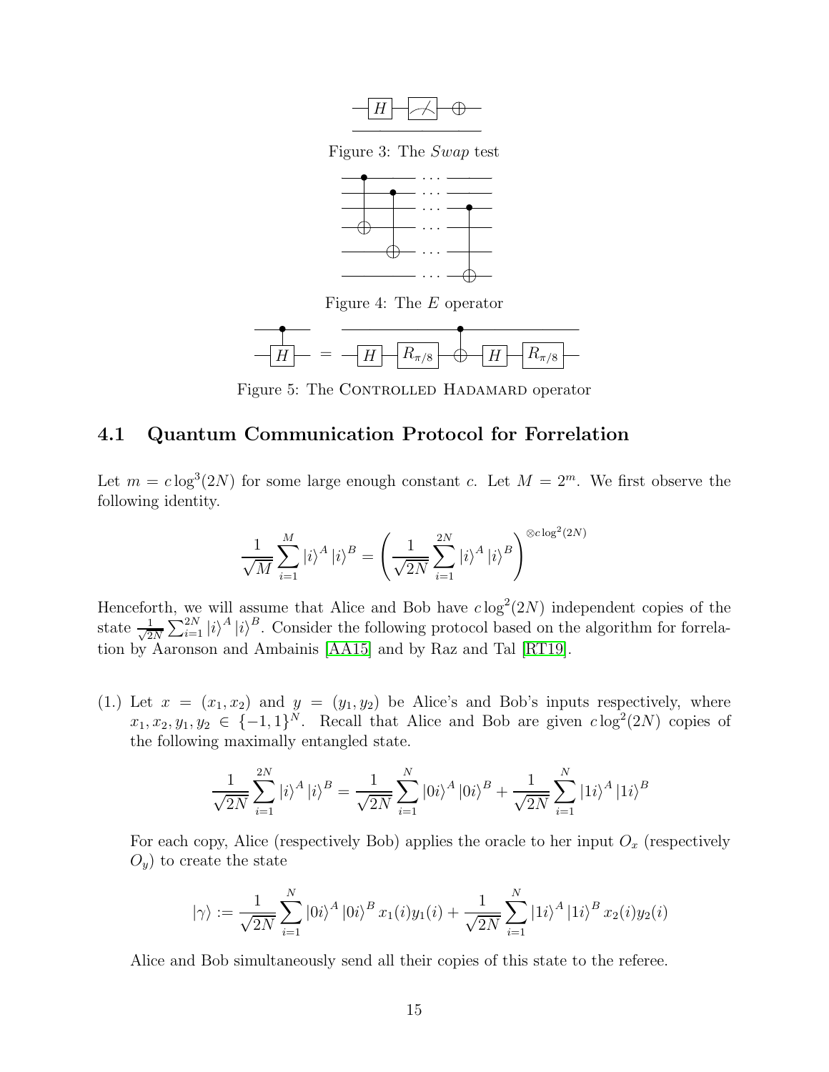Figure 3: The *Swap* test

Figure 4: The $E$ operator

Figure 5: The CONTROLLED HADAMARD operator

### 4.1 Quantum Communication Protocol for Forrelation

Let $m = c \log^3(2N)$ for some large enough constant $c$. Let $M = 2^m$. We first observe the following identity.

$$\frac{1}{\sqrt{M}} \sum_{i=1}^{M} |i\rangle^A |i\rangle^B = \left( \frac{1}{\sqrt{2N}} \sum_{i=1}^{2N} |i\rangle^A |i\rangle^B \right)^{\otimes c \log^2(2N)}$$

Henceforth, we will assume that Alice and Bob have $c \log^2(2N)$ independent copies of the state $\frac{1}{\sqrt{2N}} \sum_{i=1}^{2N} |i\rangle^A |i\rangle^B$. Consider the following protocol based on the algorithm for forrelation by Aaronson and Ambainis [AA15] and by Raz and Tal [RT19].

(1.) Let $x = (x_1, x_2)$ and $y = (y_1, y_2)$ be Alice's and Bob's inputs respectively, where $x_1, x_2, y_1, y_2 \in \{-1, 1\}^N$. Recall that Alice and Bob are given $c \log^2(2N)$ copies of the following maximally entangled state.

$$\frac{1}{\sqrt{2N}} \sum_{i=1}^{2N} |i\rangle^A |i\rangle^B = \frac{1}{\sqrt{2N}} \sum_{i=1}^{N} |0i\rangle^A |0i\rangle^B + \frac{1}{\sqrt{2N}} \sum_{i=1}^{N} |1i\rangle^A |1i\rangle^B$$

For each copy, Alice (respectively Bob) applies the oracle to her input $O_x$ (respectively $O_y$) to create the state

$$|\gamma\rangle := \frac{1}{\sqrt{2N}} \sum_{i=1}^{N} |0i\rangle^A |0i\rangle^B x_1(i) y_1(i) + \frac{1}{\sqrt{2N}} \sum_{i=1}^{N} |1i\rangle^A |1i\rangle^B x_2(i) y_2(i)$$

Alice and Bob simultaneously send all their copies of this state to the referee.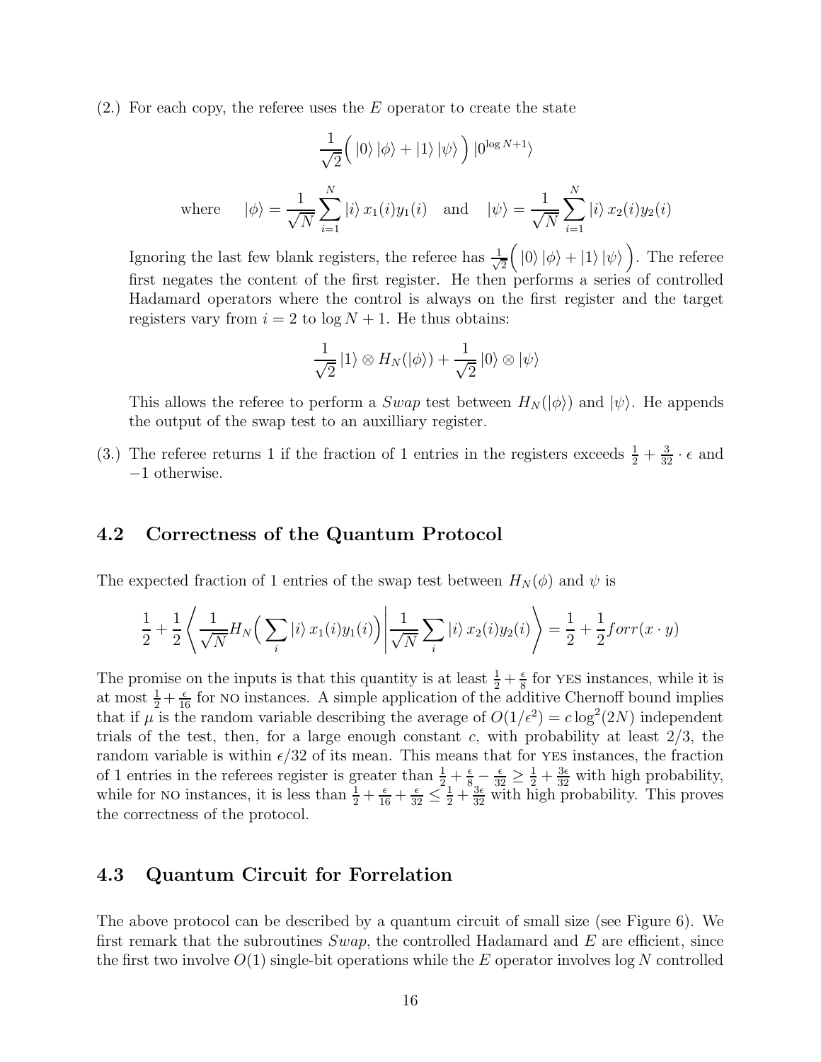(2.) For each copy, the referee uses the $E$ operator to create the state

$$\frac{1}{\sqrt{2}}\Big( \left|0\right\rangle \left|\phi\right\rangle + \left|1\right\rangle \left|\psi\right\rangle \Big) \left|0^{\log N+1}\right\rangle$$

$$\text{where} \qquad \left|\phi\right\rangle = \frac{1}{\sqrt{N}} \sum_{i=1}^{N} \left|i\right\rangle x_1(i) y_1(i) \quad \text{and} \quad \left|\psi\right\rangle = \frac{1}{\sqrt{N}} \sum_{i=1}^{N} \left|i\right\rangle x_2(i) y_2(i)$$

Ignoring the last few blank registers, the referee has $\frac{1}{\sqrt{2}}\Big( \left|0\right\rangle \left|\phi\right\rangle + \left|1\right\rangle \left|\psi\right\rangle \Big)$. The referee first negates the content of the first register. He then performs a series of controlled Hadamard operators where the control is always on the first register and the target registers vary from $i = 2$ to $\log N + 1$. He thus obtains:

$$\frac{1}{\sqrt{2}} \left|1\right\rangle \otimes H_N(\left|\phi\right\rangle) + \frac{1}{\sqrt{2}} \left|0\right\rangle \otimes \left|\psi\right\rangle$$

This allows the referee to perform a *Swap* test between $H_N(\left|\phi\right\rangle)$ and $\left|\psi\right\rangle$. He appends the output of the swap test to an auxilliary register.

(3.) The referee returns 1 if the fraction of 1 entries in the registers exceeds $\frac{1}{2} + \frac{3}{32} \cdot \epsilon$ and $-1$ otherwise.

## 4.2 Correctness of the Quantum Protocol

The expected fraction of 1 entries of the swap test between $H_N(\phi)$ and $\psi$ is

$$\frac{1}{2} + \frac{1}{2} \left\langle \frac{1}{\sqrt{N}} H_N\Big( \sum_i \left|i\right\rangle x_1(i) y_1(i) \Big) \middle| \frac{1}{\sqrt{N}} \sum_i \left|i\right\rangle x_2(i) y_2(i) \right\rangle = \frac{1}{2} + \frac{1}{2} forr(x \cdot y)$$

The promise on the inputs is that this quantity is at least $\frac{1}{2} + \frac{\epsilon}{8}$ for YES instances, while it is at most $\frac{1}{2} + \frac{\epsilon}{16}$ for NO instances. A simple application of the additive Chernoff bound implies that if $\mu$ is the random variable describing the average of $O(1/\epsilon^2) = c \log^2(2N)$ independent trials of the test, then, for a large enough constant $c$, with probability at least $2/3$, the random variable is within $\epsilon/32$ of its mean. This means that for YES instances, the fraction of 1 entries in the referees register is greater than $\frac{1}{2} + \frac{\epsilon}{8} - \frac{\epsilon}{32} \geq \frac{1}{2} + \frac{3\epsilon}{32}$ with high probability, while for NO instances, it is less than $\frac{1}{2} + \frac{\epsilon}{16} + \frac{\epsilon}{32} \leq \frac{1}{2} + \frac{3\epsilon}{32}$ with high probability. This proves the correctness of the protocol.

## 4.3 Quantum Circuit for Forrelation

The above protocol can be described by a quantum circuit of small size (see Figure 6). We first remark that the subroutines *Swap*, the controlled Hadamard and $E$ are efficient, since the first two involve $O(1)$ single-bit operations while the $E$ operator involves $\log N$ controlled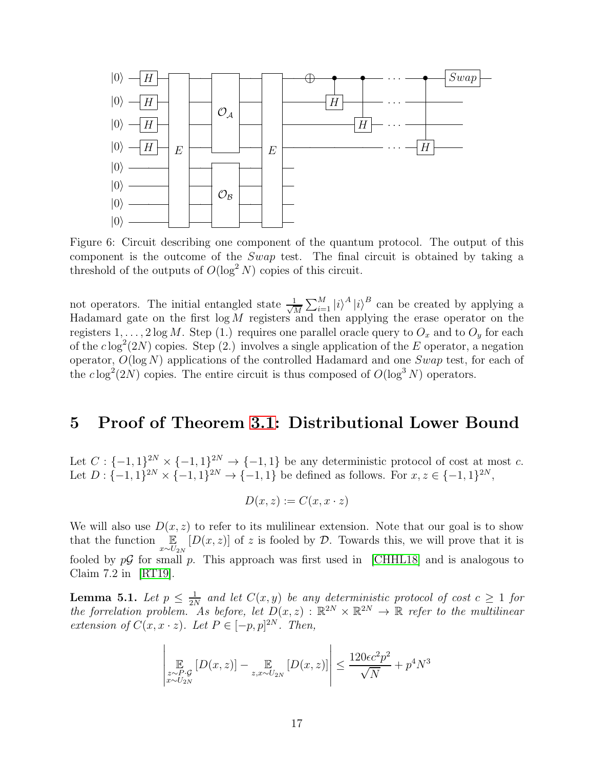Figure 6: Circuit describing one component of the quantum protocol. The output of this component is the outcome of the *Swap* test. The final circuit is obtained by taking a threshold of the outputs of $O(\log^2 N)$ copies of this circuit.

not operators. The initial entangled state $\frac{1}{\sqrt{M}}\sum_{i=1}^{M}|i\rangle^A|i\rangle^B$ can be created by applying a Hadamard gate on the first $\log M$ registers and then applying the erase operator on the registers $1,\ldots,2\log M$. Step (1.) requires one parallel oracle query to $O_x$ and to $O_y$ for each of the $c\log^2(2N)$ copies. Step (2.) involves a single application of the $E$ operator, a negation operator, $O(\log N)$ applications of the controlled Hadamard and one *Swap* test, for each of the $c\log^2(2N)$ copies. The entire circuit is thus composed of $O(\log^3 N)$ operators.

# 5 Proof of Theorem 3.1: Distributional Lower Bound

Let $C : \{-1,1\}^{2N} \times \{-1,1\}^{2N} \to \{-1,1\}$ be any deterministic protocol of cost at most $c$. Let $D : \{-1,1\}^{2N} \times \{-1,1\}^{2N} \to \{-1,1\}$ be defined as follows. For $x, z \in \{-1,1\}^{2N}$,

$$D(x,z) := C(x, x\cdot z)$$

We will also use $D(x,z)$ to refer to its mulilinear extension. Note that our goal is to show that the function $\mathop{\mathbb{E}}_{x\sim U_{2N}}[D(x,z)]$ of $z$ is fooled by $\mathcal{D}$. Towards this, we will prove that it is fooled by $p\mathcal{G}$ for small $p$. This approach was first used in [CHHL18] and is analogous to Claim 7.2 in [RT19].

**Lemma 5.1.** *Let $p \le \frac{1}{2N}$ and let $C(x,y)$ be any deterministic protocol of cost $c \ge 1$ for the forrelation problem. As before, let $D(x,z) : \mathbb{R}^{2N} \times \mathbb{R}^{2N} \to \mathbb{R}$ refer to the multilinear extension of $C(x, x\cdot z)$. Let $P \in [-p,p]^{2N}$. Then,*

$$\left| \mathop{\mathbb{E}}_{\substack{z\sim P\cdot\mathcal{G}\\ x\sim U_{2N}}}[D(x,z)] - \mathop{\mathbb{E}}_{z,x\sim U_{2N}}[D(x,z)] \right| \le \frac{120\epsilon c^2 p^2}{\sqrt{N}} + p^4 N^3$$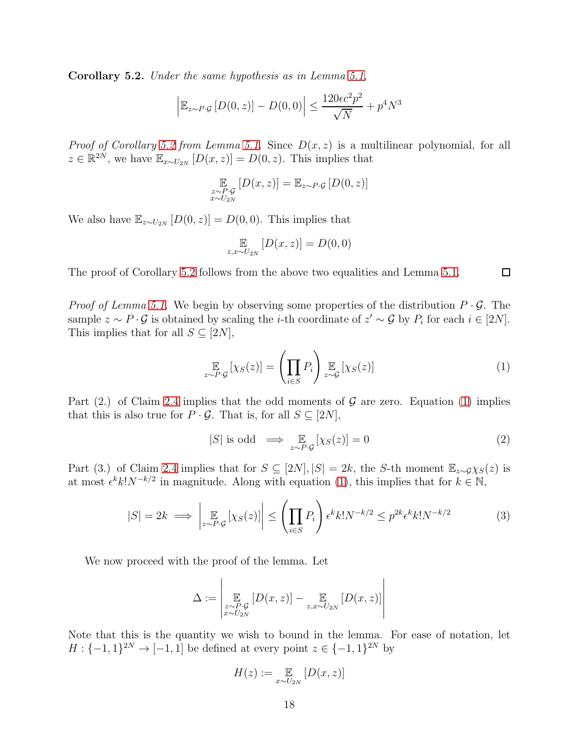**Corollary 5.2.** *Under the same hypothesis as in Lemma 5.1,*

$$\left|\mathbb{E}_{z\sim P\cdot\mathcal{G}}\left[D(0,z)\right] - D(0,0)\right| \leq \frac{120\epsilon c^2 p^2}{\sqrt{N}} + p^4 N^3$$

*Proof of Corollary 5.2 from Lemma 5.1.* Since $D(x,z)$ is a multilinear polynomial, for all $z \in \mathbb{R}^{2N}$, we have $\mathbb{E}_{x\sim U_{2N}}\left[D(x,z)\right] = D(0,z)$. This implies that

$$\mathop{\mathbb{E}}_{\substack{z\sim P\cdot\mathcal{G}\\ x\sim U_{2N}}}\left[D(x,z)\right] = \mathbb{E}_{z\sim P\cdot\mathcal{G}}\left[D(0,z)\right]$$

We also have $\mathbb{E}_{z\sim U_{2N}}\left[D(0,z)\right] = D(0,0)$. This implies that

$$\mathop{\mathbb{E}}_{z,x\sim U_{2N}}\left[D(x,z)\right] = D(0,0)$$

The proof of Corollary 5.2 follows from the above two equalities and Lemma 5.1. $\square$

*Proof of Lemma 5.1.* We begin by observing some properties of the distribution $P\cdot\mathcal{G}$. The sample $z \sim P\cdot\mathcal{G}$ is obtained by scaling the $i$-th coordinate of $z' \sim \mathcal{G}$ by $P_i$ for each $i \in [2N]$. This implies that for all $S \subseteq [2N]$,

$$\mathop{\mathbb{E}}_{z\sim P\cdot\mathcal{G}}\left[\chi_S(z)\right] = \left(\prod_{i\in S} P_i\right)\mathop{\mathbb{E}}_{z\sim\mathcal{G}}\left[\chi_S(z)\right] \tag{1}$$

Part (2.) of Claim 2.4 implies that the odd moments of $\mathcal{G}$ are zero. Equation (1) implies that this is also true for $P\cdot\mathcal{G}$. That is, for all $S \subseteq [2N]$,

$$|S| \text{ is odd } \implies \mathop{\mathbb{E}}_{z\sim P\cdot\mathcal{G}}\left[\chi_S(z)\right] = 0 \tag{2}$$

Part (3.) of Claim 2.4 implies that for $S \subseteq [2N], |S| = 2k$, the $S$-th moment $\mathbb{E}_{z\sim\mathcal{G}}\chi_S(z)$ is at most $\epsilon^k k! N^{-k/2}$ in magnitude. Along with equation (1), this implies that for $k \in \mathbb{N}$,

$$|S| = 2k \implies \left|\mathop{\mathbb{E}}_{z\sim P\cdot\mathcal{G}}\left[\chi_S(z)\right]\right| \leq \left(\prod_{i\in S} P_i\right)\epsilon^k k! N^{-k/2} \leq p^{2k}\epsilon^k k! N^{-k/2} \tag{3}$$

We now proceed with the proof of the lemma. Let

$$\Delta := \left|\mathop{\mathbb{E}}_{\substack{z\sim P\cdot\mathcal{G}\\ x\sim U_{2N}}}\left[D(x,z)\right] - \mathop{\mathbb{E}}_{z,x\sim U_{2N}}\left[D(x,z)\right]\right|$$

Note that this is the quantity we wish to bound in the lemma. For ease of notation, let $H : \{-1,1\}^{2N} \to [-1,1]$ be defined at every point $z \in \{-1,1\}^{2N}$ by

$$H(z) := \mathop{\mathbb{E}}_{x\sim U_{2N}}\left[D(x,z)\right]$$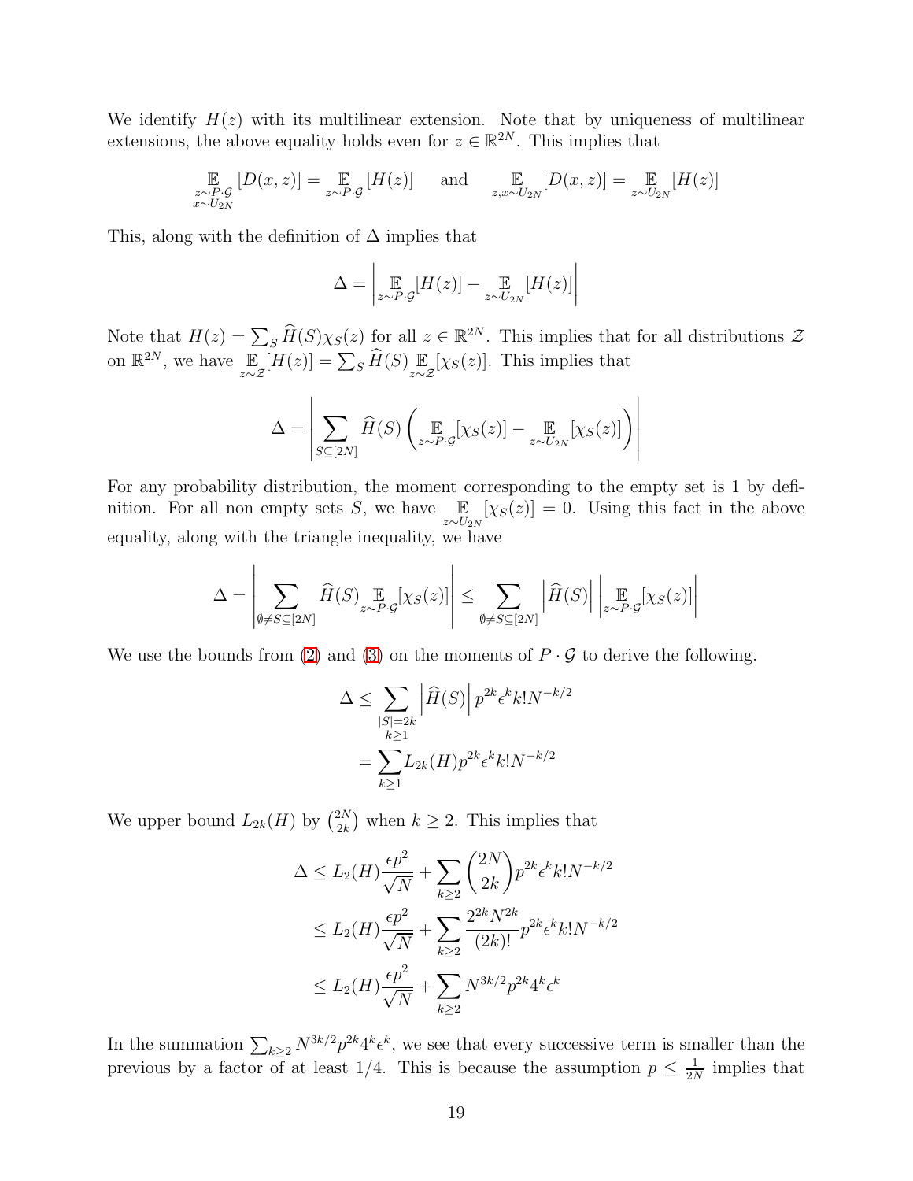We identify $H(z)$ with its multilinear extension. Note that by uniqueness of multilinear extensions, the above equality holds even for $z \in \mathbb{R}^{2N}$. This implies that

$$\mathop{\mathbb{E}}_{\substack{z \sim P \cdot \mathcal{G} \\ x \sim U_{2N}}}[D(x,z)] = \mathop{\mathbb{E}}_{z \sim P \cdot \mathcal{G}}[H(z)] \quad \text{and} \quad \mathop{\mathbb{E}}_{z,x \sim U_{2N}}[D(x,z)] = \mathop{\mathbb{E}}_{z \sim U_{2N}}[H(z)]$$

This, along with the definition of $\Delta$ implies that

$$\Delta = \left| \mathop{\mathbb{E}}_{z \sim P \cdot \mathcal{G}}[H(z)] - \mathop{\mathbb{E}}_{z \sim U_{2N}}[H(z)] \right|$$

Note that $H(z) = \sum_S \widehat{H}(S)\chi_S(z)$ for all $z \in \mathbb{R}^{2N}$. This implies that for all distributions $\mathcal{Z}$ on $\mathbb{R}^{2N}$, we have $\mathop{\mathbb{E}}_{z \sim \mathcal{Z}}[H(z)] = \sum_S \widehat{H}(S) \mathop{\mathbb{E}}_{z \sim \mathcal{Z}}[\chi_S(z)]$. This implies that

$$\Delta = \left| \sum_{S \subseteq [2N]} \widehat{H}(S) \left( \mathop{\mathbb{E}}_{z \sim P \cdot \mathcal{G}}[\chi_S(z)] - \mathop{\mathbb{E}}_{z \sim U_{2N}}[\chi_S(z)] \right) \right|$$

For any probability distribution, the moment corresponding to the empty set is 1 by definition. For all non empty sets $S$, we have $\mathop{\mathbb{E}}_{z \sim U_{2N}}[\chi_S(z)] = 0$. Using this fact in the above equality, along with the triangle inequality, we have

$$\Delta = \left| \sum_{\emptyset \neq S \subseteq [2N]} \widehat{H}(S) \mathop{\mathbb{E}}_{z \sim P \cdot \mathcal{G}}[\chi_S(z)] \right| \leq \sum_{\emptyset \neq S \subseteq [2N]} \left| \widehat{H}(S) \right| \left| \mathop{\mathbb{E}}_{z \sim P \cdot \mathcal{G}}[\chi_S(z)] \right|$$

We use the bounds from (2) and (3) on the moments of $P \cdot \mathcal{G}$ to derive the following.

$$\begin{aligned}
\Delta &\leq \sum_{\substack{|S|=2k \\ k \geq 1}} \left| \widehat{H}(S) \right| p^{2k} \epsilon^k k! N^{-k/2} \\
&= \sum_{k \geq 1} L_{2k}(H) p^{2k} \epsilon^k k! N^{-k/2}
\end{aligned}$$

We upper bound $L_{2k}(H)$ by $\binom{2N}{2k}$ when $k \geq 2$. This implies that

$$\begin{aligned}
\Delta &\leq L_2(H) \frac{\epsilon p^2}{\sqrt{N}} + \sum_{k \geq 2} \binom{2N}{2k} p^{2k} \epsilon^k k! N^{-k/2} \\
&\leq L_2(H) \frac{\epsilon p^2}{\sqrt{N}} + \sum_{k \geq 2} \frac{2^{2k} N^{2k}}{(2k)!} p^{2k} \epsilon^k k! N^{-k/2} \\
&\leq L_2(H) \frac{\epsilon p^2}{\sqrt{N}} + \sum_{k \geq 2} N^{3k/2} p^{2k} 4^k \epsilon^k
\end{aligned}$$

In the summation $\sum_{k \geq 2} N^{3k/2} p^{2k} 4^k \epsilon^k$, we see that every successive term is smaller than the previous by a factor of at least $1/4$. This is because the assumption $p \leq \frac{1}{2N}$ implies that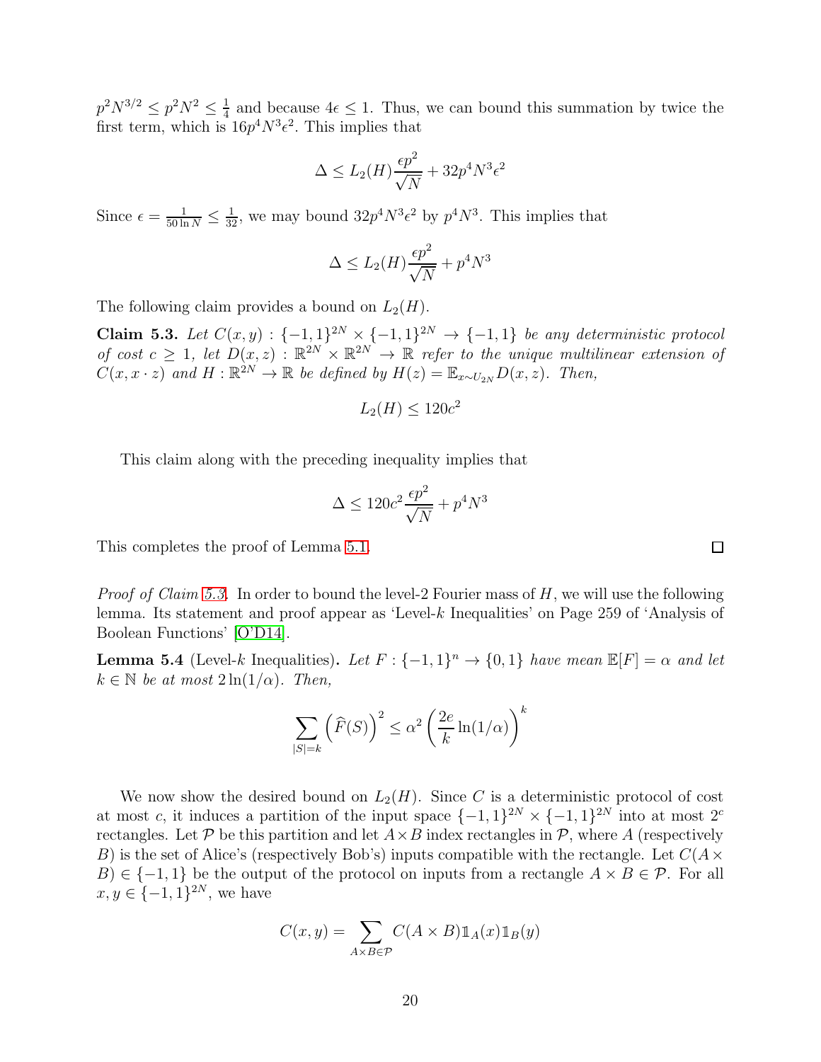$p^2N^{3/2} \leq p^2N^2 \leq \frac{1}{4}$ and because $4\epsilon \leq 1$. Thus, we can bound this summation by twice the first term, which is $16p^4N^3\epsilon^2$. This implies that

$$\Delta \leq L_2(H)\frac{\epsilon p^2}{\sqrt{N}} + 32p^4N^3\epsilon^2$$

Since $\epsilon = \frac{1}{50 \ln N} \leq \frac{1}{32}$, we may bound $32p^4N^3\epsilon^2$ by $p^4N^3$. This implies that

$$\Delta \leq L_2(H)\frac{\epsilon p^2}{\sqrt{N}} + p^4N^3$$

The following claim provides a bound on $L_2(H)$.

**Claim 5.3.** *Let $C(x, y) : \{-1, 1\}^{2N} \times \{-1, 1\}^{2N} \to \{-1, 1\}$ be any deterministic protocol of cost $c \geq 1$, let $D(x, z) : \mathbb{R}^{2N} \times \mathbb{R}^{2N} \to \mathbb{R}$ refer to the unique multilinear extension of $C(x, x \cdot z)$ and $H : \mathbb{R}^{2N} \to \mathbb{R}$ be defined by $H(z) = \mathbb{E}_{x \sim U_{2N}} D(x, z)$. Then,*

$$L_2(H) \leq 120c^2$$

This claim along with the preceding inequality implies that

$$\Delta \leq 120c^2\frac{\epsilon p^2}{\sqrt{N}} + p^4N^3$$

This completes the proof of Lemma 5.1. □

*Proof of Claim 5.3.* In order to bound the level-2 Fourier mass of $H$, we will use the following lemma. Its statement and proof appear as 'Level-$k$ Inequalities' on Page 259 of 'Analysis of Boolean Functions' [O'D14].

**Lemma 5.4** (Level-$k$ Inequalities)**.** *Let $F : \{-1, 1\}^n \to \{0, 1\}$ have mean $\mathbb{E}[F] = \alpha$ and let $k \in \mathbb{N}$ be at most $2\ln(1/\alpha)$. Then,*

$$\sum_{|S|=k} \left(\widehat{F}(S)\right)^2 \leq \alpha^2 \left(\frac{2e}{k}\ln(1/\alpha)\right)^k$$

We now show the desired bound on $L_2(H)$. Since $C$ is a deterministic protocol of cost at most $c$, it induces a partition of the input space $\{-1, 1\}^{2N} \times \{-1, 1\}^{2N}$ into at most $2^c$ rectangles. Let $\mathcal{P}$ be this partition and let $A \times B$ index rectangles in $\mathcal{P}$, where $A$ (respectively $B$) is the set of Alice's (respectively Bob's) inputs compatible with the rectangle. Let $C(A \times B) \in \{-1, 1\}$ be the output of the protocol on inputs from a rectangle $A \times B \in \mathcal{P}$. For all $x, y \in \{-1, 1\}^{2N}$, we have

$$C(x, y) = \sum_{A \times B \in \mathcal{P}} C(A \times B)\mathbb{1}_A(x)\mathbb{1}_B(y)$$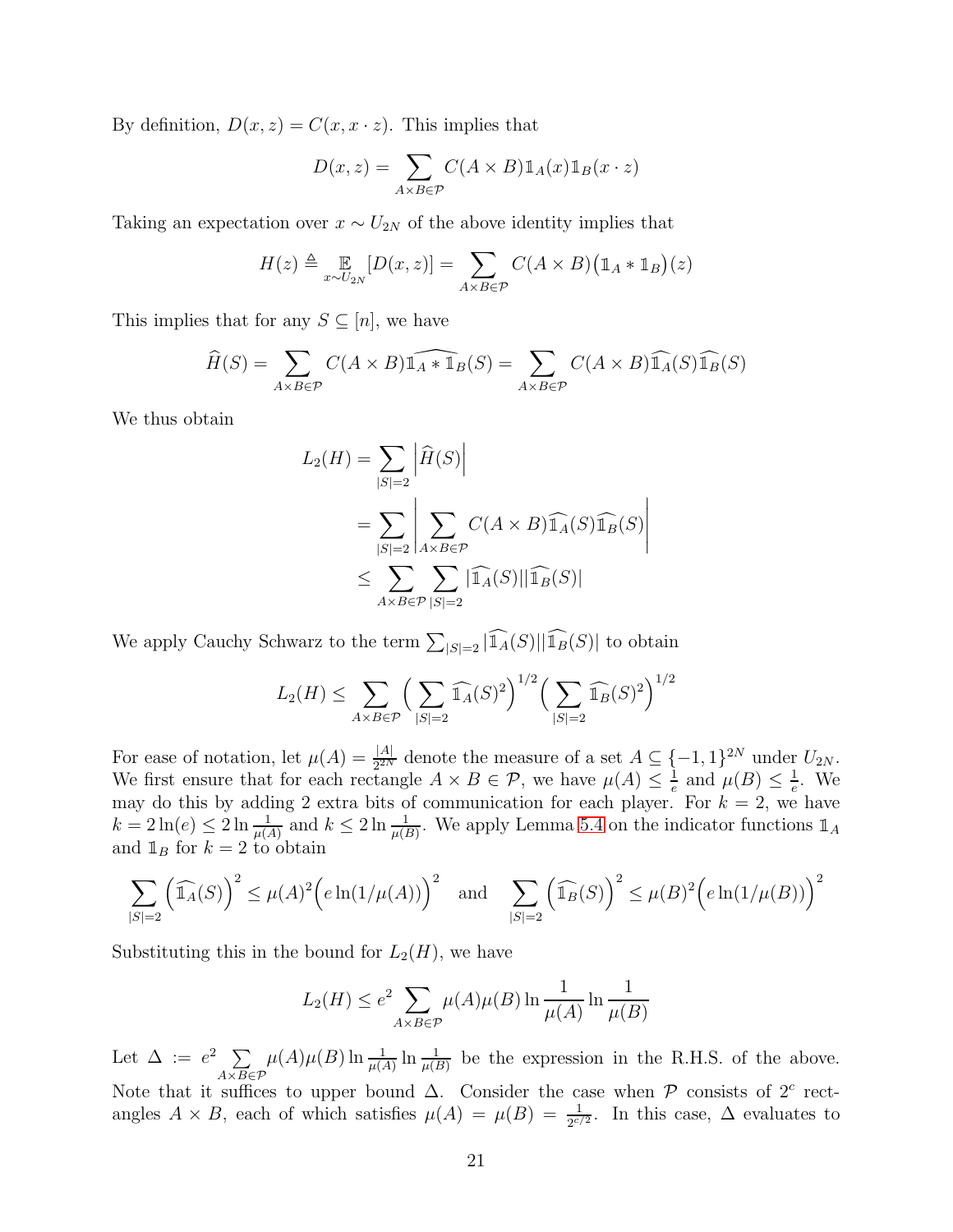By definition, $D(x, z) = C(x, x \cdot z)$. This implies that

$$D(x, z) = \sum_{A \times B \in \mathcal{P}} C(A \times B) \mathbb{1}_A(x) \mathbb{1}_B(x \cdot z)$$

Taking an expectation over $x \sim U_{2N}$ of the above identity implies that

$$H(z) \triangleq \mathop{\mathbb{E}}_{x \sim U_{2N}} [D(x, z)] = \sum_{A \times B \in \mathcal{P}} C(A \times B) \big(\mathbb{1}_A * \mathbb{1}_B\big)(z)$$

This implies that for any $S \subseteq [n]$, we have

$$\widehat{H}(S) = \sum_{A \times B \in \mathcal{P}} C(A \times B) \widehat{\mathbb{1}_A * \mathbb{1}_B}(S) = \sum_{A \times B \in \mathcal{P}} C(A \times B) \widehat{\mathbb{1}_A}(S) \widehat{\mathbb{1}_B}(S)$$

We thus obtain

$$\begin{aligned}
L_2(H) &= \sum_{|S|=2} \left| \widehat{H}(S) \right| \\
&= \sum_{|S|=2} \left| \sum_{A \times B \in \mathcal{P}} C(A \times B) \widehat{\mathbb{1}_A}(S) \widehat{\mathbb{1}_B}(S) \right| \\
&\leq \sum_{A \times B \in \mathcal{P}} \sum_{|S|=2} |\widehat{\mathbb{1}_A}(S)| |\widehat{\mathbb{1}_B}(S)|
\end{aligned}$$

We apply Cauchy Schwarz to the term $\sum_{|S|=2} |\widehat{\mathbb{1}_A}(S)| |\widehat{\mathbb{1}_B}(S)|$ to obtain

$$L_2(H) \leq \sum_{A \times B \in \mathcal{P}} \Big( \sum_{|S|=2} \widehat{\mathbb{1}_A}(S)^2 \Big)^{1/2} \Big( \sum_{|S|=2} \widehat{\mathbb{1}_B}(S)^2 \Big)^{1/2}$$

For ease of notation, let $\mu(A) = \frac{|A|}{2^{2N}}$ denote the measure of a set $A \subseteq \{-1, 1\}^{2N}$ under $U_{2N}$. We first ensure that for each rectangle $A \times B \in \mathcal{P}$, we have $\mu(A) \leq \frac{1}{e}$ and $\mu(B) \leq \frac{1}{e}$. We may do this by adding 2 extra bits of communication for each player. For $k = 2$, we have $k = 2 \ln(e) \leq 2 \ln \frac{1}{\mu(A)}$ and $k \leq 2 \ln \frac{1}{\mu(B)}$. We apply Lemma 5.4 on the indicator functions $\mathbb{1}_A$ and $\mathbb{1}_B$ for $k = 2$ to obtain

$$\sum_{|S|=2} \Big( \widehat{\mathbb{1}_A}(S) \Big)^2 \leq \mu(A)^2 \Big( e \ln(1/\mu(A)) \Big)^2 \quad \text{and} \quad \sum_{|S|=2} \Big( \widehat{\mathbb{1}_B}(S) \Big)^2 \leq \mu(B)^2 \Big( e \ln(1/\mu(B)) \Big)^2$$

Substituting this in the bound for $L_2(H)$, we have

$$L_2(H) \leq e^2 \sum_{A \times B \in \mathcal{P}} \mu(A) \mu(B) \ln \frac{1}{\mu(A)} \ln \frac{1}{\mu(B)}$$

Let $\Delta := e^2 \sum_{A \times B \in \mathcal{P}} \mu(A) \mu(B) \ln \frac{1}{\mu(A)} \ln \frac{1}{\mu(B)}$ be the expression in the R.H.S. of the above. Note that it suffices to upper bound $\Delta$. Consider the case when $\mathcal{P}$ consists of $2^c$ rectangles $A \times B$, each of which satisfies $\mu(A) = \mu(B) = \frac{1}{2^{c/2}}$. In this case, $\Delta$ evaluates to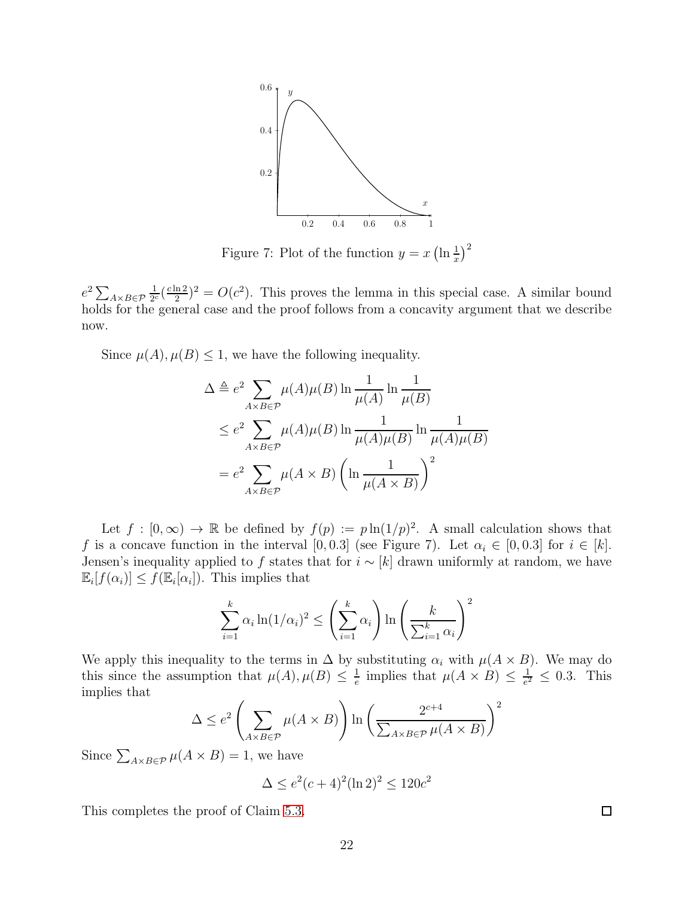Figure 7: Plot of the function $y = x\left(\ln \frac{1}{x}\right)^2$

$e^2 \sum_{A \times B \in \mathcal{P}} \frac{1}{2^c}(\frac{c \ln 2}{2})^2 = O(c^2)$. This proves the lemma in this special case. A similar bound holds for the general case and the proof follows from a concavity argument that we describe now.

Since $\mu(A), \mu(B) \le 1$, we have the following inequality.

$$
\begin{aligned}
\Delta &\triangleq e^2 \sum_{A \times B \in \mathcal{P}} \mu(A)\mu(B) \ln \frac{1}{\mu(A)} \ln \frac{1}{\mu(B)} \\
&\le e^2 \sum_{A \times B \in \mathcal{P}} \mu(A)\mu(B) \ln \frac{1}{\mu(A)\mu(B)} \ln \frac{1}{\mu(A)\mu(B)} \\
&= e^2 \sum_{A \times B \in \mathcal{P}} \mu(A \times B) \left( \ln \frac{1}{\mu(A \times B)} \right)^2
\end{aligned}
$$

Let $f : [0, \infty) \to \mathbb{R}$ be defined by $f(p) := p \ln(1/p)^2$. A small calculation shows that $f$ is a concave function in the interval $[0, 0.3]$ (see Figure 7). Let $\alpha_i \in [0, 0.3]$ for $i \in [k]$. Jensen's inequality applied to $f$ states that for $i \sim [k]$ drawn uniformly at random, we have $\mathbb{E}_i[f(\alpha_i)] \le f(\mathbb{E}_i[\alpha_i])$. This implies that

$$
\sum_{i=1}^{k} \alpha_i \ln(1/\alpha_i)^2 \le \left( \sum_{i=1}^{k} \alpha_i \right) \ln \left( \frac{k}{\sum_{i=1}^{k} \alpha_i} \right)^2
$$

We apply this inequality to the terms in $\Delta$ by substituting $\alpha_i$ with $\mu(A \times B)$. We may do this since the assumption that $\mu(A), \mu(B) \le \frac{1}{e}$ implies that $\mu(A \times B) \le \frac{1}{e^2} \le 0.3$. This implies that

$$
\Delta \le e^2 \left( \sum_{A \times B \in \mathcal{P}} \mu(A \times B) \right) \ln \left( \frac{2^{c+4}}{\sum_{A \times B \in \mathcal{P}} \mu(A \times B)} \right)^2
$$

Since $\sum_{A \times B \in \mathcal{P}} \mu(A \times B) = 1$, we have

$$
\Delta \le e^2 (c+4)^2 (\ln 2)^2 \le 120 c^2
$$

This completes the proof of Claim 5.3. □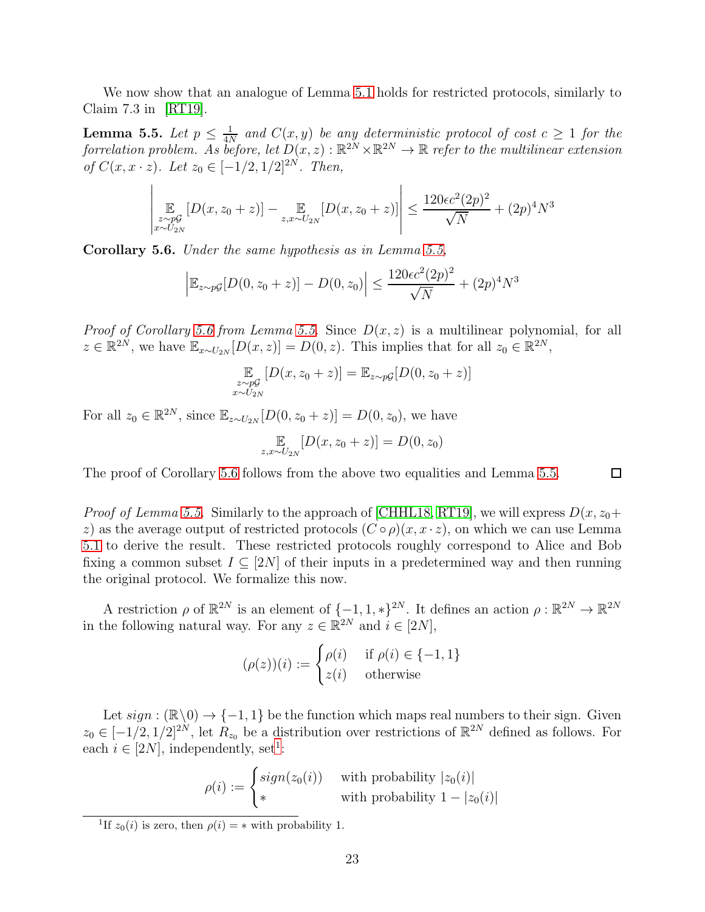We now show that an analogue of Lemma 5.1 holds for restricted protocols, similarly to Claim 7.3 in [RT19].

**Lemma 5.5.** *Let $p \le \frac{1}{4N}$ and $C(x,y)$ be any deterministic protocol of cost $c \ge 1$ for the forrelation problem. As before, let $D(x,z) : \mathbb{R}^{2N} \times \mathbb{R}^{2N} \to \mathbb{R}$ refer to the multilinear extension of $C(x, x \cdot z)$. Let $z_0 \in [-1/2, 1/2]^{2N}$. Then,*

$$\left| \mathop{\mathbb{E}}_{\substack{z \sim p\mathcal{G} \\ x \sim U_{2N}}} [D(x, z_0 + z)] - \mathop{\mathbb{E}}_{z, x \sim U_{2N}} [D(x, z_0 + z)] \right| \le \frac{120\epsilon c^2 (2p)^2}{\sqrt{N}} + (2p)^4 N^3$$

**Corollary 5.6.** *Under the same hypothesis as in Lemma 5.5,*

$$\left| \mathbb{E}_{z \sim p\mathcal{G}}[D(0, z_0 + z)] - D(0, z_0) \right| \le \frac{120\epsilon c^2 (2p)^2}{\sqrt{N}} + (2p)^4 N^3$$

*Proof of Corollary 5.6 from Lemma 5.5.* Since $D(x,z)$ is a multilinear polynomial, for all $z \in \mathbb{R}^{2N}$, we have $\mathbb{E}_{x \sim U_{2N}}[D(x,z)] = D(0,z)$. This implies that for all $z_0 \in \mathbb{R}^{2N}$,

$$\mathop{\mathbb{E}}_{\substack{z \sim p\mathcal{G} \\ x \sim U_{2N}}} [D(x, z_0 + z)] = \mathbb{E}_{z \sim p\mathcal{G}}[D(0, z_0 + z)]$$

For all $z_0 \in \mathbb{R}^{2N}$, since $\mathbb{E}_{z \sim U_{2N}}[D(0, z_0 + z)] = D(0, z_0)$, we have

$$\mathop{\mathbb{E}}_{z, x \sim U_{2N}} [D(x, z_0 + z)] = D(0, z_0)$$

The proof of Corollary 5.6 follows from the above two equalities and Lemma 5.5. ◻

*Proof of Lemma 5.5.* Similarly to the approach of [CHHL18, RT19], we will express $D(x, z_0 + z)$ as the average output of restricted protocols $(C \circ \rho)(x, x \cdot z)$, on which we can use Lemma 5.1 to derive the result. These restricted protocols roughly correspond to Alice and Bob fixing a common subset $I \subseteq [2N]$ of their inputs in a predetermined way and then running the original protocol. We formalize this now.

A restriction $\rho$ of $\mathbb{R}^{2N}$ is an element of $\{-1, 1, *\}^{2N}$. It defines an action $\rho : \mathbb{R}^{2N} \to \mathbb{R}^{2N}$ in the following natural way. For any $z \in \mathbb{R}^{2N}$ and $i \in [2N]$,

$$(\rho(z))(i) := \begin{cases} \rho(i) & \text{if } \rho(i) \in \{-1, 1\} \\ z(i) & \text{otherwise} \end{cases}$$

Let $sign : (\mathbb{R} \backslash 0) \to \{-1, 1\}$ be the function which maps real numbers to their sign. Given $z_0 \in [-1/2, 1/2]^{2N}$, let $R_{z_0}$ be a distribution over restrictions of $\mathbb{R}^{2N}$ defined as follows. For each $i \in [2N]$, independently, set[1]:

$$\rho(i) := \begin{cases} sign(z_0(i)) & \text{with probability } |z_0(i)| \\ * & \text{with probability } 1 - |z_0(i)| \end{cases}$$

[1] If $z_0(i)$ is zero, then $\rho(i) = *$ with probability 1.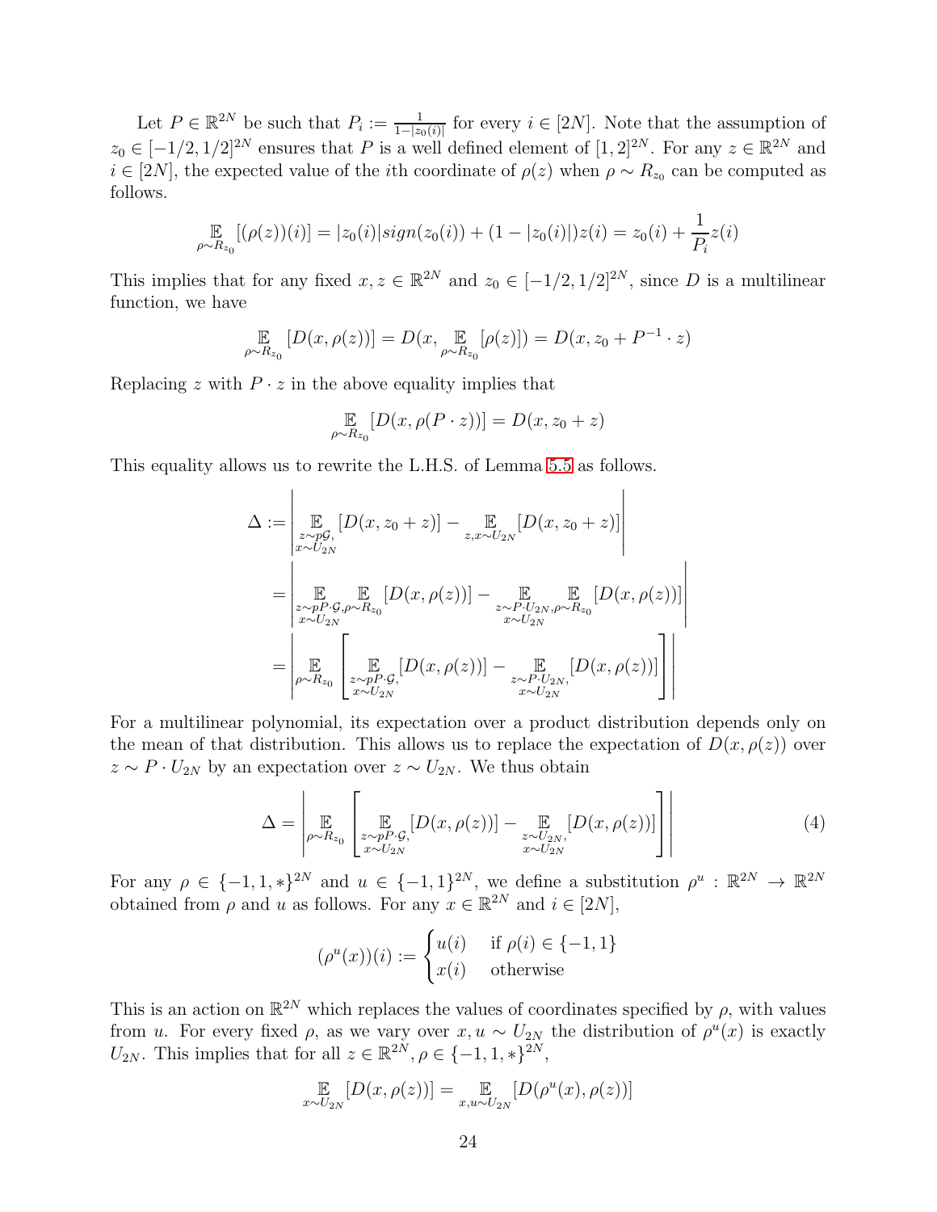Let $P \in \mathbb{R}^{2N}$ be such that $P_i := \frac{1}{1-|z_0(i)|}$ for every $i \in [2N]$. Note that the assumption of $z_0 \in [-1/2, 1/2]^{2N}$ ensures that $P$ is a well defined element of $[1,2]^{2N}$. For any $z \in \mathbb{R}^{2N}$ and $i \in [2N]$, the expected value of the $i$th coordinate of $\rho(z)$ when $\rho \sim R_{z_0}$ can be computed as follows.

$$\mathop{\mathbb{E}}_{\rho \sim R_{z_0}}[(\rho(z))(i)] = |z_0(i)| sign(z_0(i)) + (1 - |z_0(i)|)z(i) = z_0(i) + \frac{1}{P_i} z(i)$$

This implies that for any fixed $x, z \in \mathbb{R}^{2N}$ and $z_0 \in [-1/2, 1/2]^{2N}$, since $D$ is a multilinear function, we have

$$\mathop{\mathbb{E}}_{\rho \sim R_{z_0}}[D(x, \rho(z))] = D(x, \mathop{\mathbb{E}}_{\rho \sim R_{z_0}}[\rho(z)]) = D(x, z_0 + P^{-1} \cdot z)$$

Replacing $z$ with $P \cdot z$ in the above equality implies that

$$\mathop{\mathbb{E}}_{\rho \sim R_{z_0}}[D(x, \rho(P \cdot z))] = D(x, z_0 + z)$$

This equality allows us to rewrite the L.H.S. of Lemma 5.5 as follows.

$$\begin{aligned}
\Delta &:= \left| \mathop{\mathbb{E}}_{\substack{z \sim p\mathcal{G}, \\ x \sim U_{2N}}}[D(x, z_0 + z)] - \mathop{\mathbb{E}}_{z, x \sim U_{2N}}[D(x, z_0 + z)] \right| \\
&= \left| \mathop{\mathbb{E}}_{\substack{z \sim pP \cdot \mathcal{G}, \rho \sim R_{z_0} \\ x \sim U_{2N}}}[D(x, \rho(z))] - \mathop{\mathbb{E}}_{\substack{z \sim P \cdot U_{2N}, \rho \sim R_{z_0} \\ x \sim U_{2N}}}[D(x, \rho(z))] \right| \\
&= \left| \mathop{\mathbb{E}}_{\rho \sim R_{z_0}} \left[ \mathop{\mathbb{E}}_{\substack{z \sim pP \cdot \mathcal{G}, \\ x \sim U_{2N}}}[D(x, \rho(z))] - \mathop{\mathbb{E}}_{\substack{z \sim P \cdot U_{2N}, \\ x \sim U_{2N}}}[D(x, \rho(z))] \right] \right|
\end{aligned}$$

For a multilinear polynomial, its expectation over a product distribution depends only on the mean of that distribution. This allows us to replace the expectation of $D(x, \rho(z))$ over $z \sim P \cdot U_{2N}$ by an expectation over $z \sim U_{2N}$. We thus obtain

$$\Delta = \left| \mathop{\mathbb{E}}_{\rho \sim R_{z_0}} \left[ \mathop{\mathbb{E}}_{\substack{z \sim pP \cdot \mathcal{G}, \\ x \sim U_{2N}}}[D(x, \rho(z))] - \mathop{\mathbb{E}}_{\substack{z \sim U_{2N}, \\ x \sim U_{2N}}}[D(x, \rho(z))] \right] \right| \tag{4}$$

For any $\rho \in \{-1, 1, *\}^{2N}$ and $u \in \{-1, 1\}^{2N}$, we define a substitution $\rho^u : \mathbb{R}^{2N} \to \mathbb{R}^{2N}$ obtained from $\rho$ and $u$ as follows. For any $x \in \mathbb{R}^{2N}$ and $i \in [2N]$,

$$(\rho^u(x))(i) := \begin{cases} u(i) & \text{if } \rho(i) \in \{-1, 1\} \\ x(i) & \text{otherwise} \end{cases}$$

This is an action on $\mathbb{R}^{2N}$ which replaces the values of coordinates specified by $\rho$, with values from $u$. For every fixed $\rho$, as we vary over $x, u \sim U_{2N}$ the distribution of $\rho^u(x)$ is exactly $U_{2N}$. This implies that for all $z \in \mathbb{R}^{2N}, \rho \in \{-1, 1, *\}^{2N}$,

$$\mathop{\mathbb{E}}_{x \sim U_{2N}}[D(x, \rho(z))] = \mathop{\mathbb{E}}_{x, u \sim U_{2N}}[D(\rho^u(x), \rho(z))]$$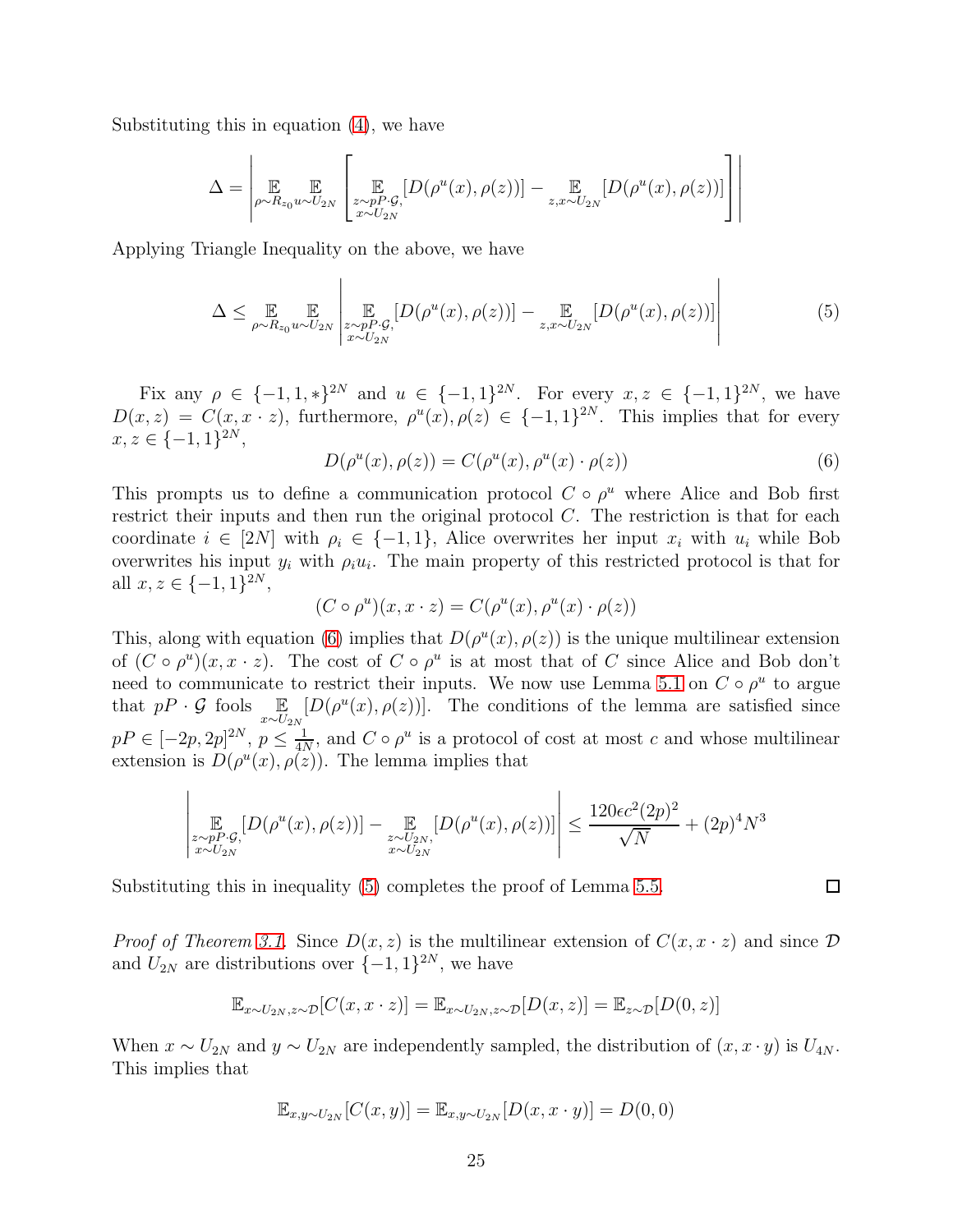Substituting this in equation (4), we have

$$\Delta = \left| \mathop{\mathbb{E}}_{\rho \sim R_{z_0}} \mathop{\mathbb{E}}_{u \sim U_{2N}} \left[ \mathop{\mathbb{E}}_{\substack{z \sim pP \cdot \mathcal{G}, \\ x \sim U_{2N}}} [D(\rho^u(x), \rho(z))] - \mathop{\mathbb{E}}_{z, x \sim U_{2N}} [D(\rho^u(x), \rho(z))] \right] \right|$$

Applying Triangle Inequality on the above, we have

$$\Delta \leq \mathop{\mathbb{E}}_{\rho \sim R_{z_0}} \mathop{\mathbb{E}}_{u \sim U_{2N}} \left| \mathop{\mathbb{E}}_{\substack{z \sim pP \cdot \mathcal{G}, \\ x \sim U_{2N}}} [D(\rho^u(x), \rho(z))] - \mathop{\mathbb{E}}_{z, x \sim U_{2N}} [D(\rho^u(x), \rho(z))] \right| \tag{5}$$

Fix any $\rho \in \{-1, 1, *\}^{2N}$ and $u \in \{-1, 1\}^{2N}$. For every $x, z \in \{-1, 1\}^{2N}$, we have $D(x, z) = C(x, x \cdot z)$, furthermore, $\rho^u(x), \rho(z) \in \{-1, 1\}^{2N}$. This implies that for every $x, z \in \{-1, 1\}^{2N}$,

$$D(\rho^u(x), \rho(z)) = C(\rho^u(x), \rho^u(x) \cdot \rho(z)) \tag{6}$$

This prompts us to define a communication protocol $C \circ \rho^u$ where Alice and Bob first restrict their inputs and then run the original protocol $C$. The restriction is that for each coordinate $i \in [2N]$ with $\rho_i \in \{-1, 1\}$, Alice overwrites her input $x_i$ with $u_i$ while Bob overwrites his input $y_i$ with $\rho_i u_i$. The main property of this restricted protocol is that for all $x, z \in \{-1, 1\}^{2N}$,

$$(C \circ \rho^u)(x, x \cdot z) = C(\rho^u(x), \rho^u(x) \cdot \rho(z))$$

This, along with equation (6) implies that $D(\rho^u(x), \rho(z))$ is the unique multilinear extension of $(C \circ \rho^u)(x, x \cdot z)$. The cost of $C \circ \rho^u$ is at most that of $C$ since Alice and Bob don't need to communicate to restrict their inputs. We now use Lemma 5.1 on $C \circ \rho^u$ to argue that $pP \cdot \mathcal{G}$ fools $\mathop{\mathbb{E}}_{x \sim U_{2N}} [D(\rho^u(x), \rho(z))]$. The conditions of the lemma are satisfied since $pP \in [-2p, 2p]^{2N}$, $p \leq \frac{1}{4N}$, and $C \circ \rho^u$ is a protocol of cost at most $c$ and whose multilinear extension is $D(\rho^u(x), \rho(z))$. The lemma implies that

$$\left| \mathop{\mathbb{E}}_{\substack{z \sim pP \cdot \mathcal{G}, \\ x \sim U_{2N}}} [D(\rho^u(x), \rho(z))] - \mathop{\mathbb{E}}_{\substack{z \sim U_{2N}, \\ x \sim U_{2N}}} [D(\rho^u(x), \rho(z))] \right| \leq \frac{120 \epsilon c^2 (2p)^2}{\sqrt{N}} + (2p)^4 N^3$$

Substituting this in inequality (5) completes the proof of Lemma 5.5. ◻

*Proof of Theorem 3.1.* Since $D(x, z)$ is the multilinear extension of $C(x, x \cdot z)$ and since $\mathcal{D}$ and $U_{2N}$ are distributions over $\{-1, 1\}^{2N}$, we have

$$\mathbb{E}_{x \sim U_{2N}, z \sim \mathcal{D}} [C(x, x \cdot z)] = \mathbb{E}_{x \sim U_{2N}, z \sim \mathcal{D}} [D(x, z)] = \mathbb{E}_{z \sim \mathcal{D}} [D(0, z)]$$

When $x \sim U_{2N}$ and $y \sim U_{2N}$ are independently sampled, the distribution of $(x, x \cdot y)$ is $U_{4N}$. This implies that

$$\mathbb{E}_{x, y \sim U_{2N}} [C(x, y)] = \mathbb{E}_{x, y \sim U_{2N}} [D(x, x \cdot y)] = D(0, 0)$$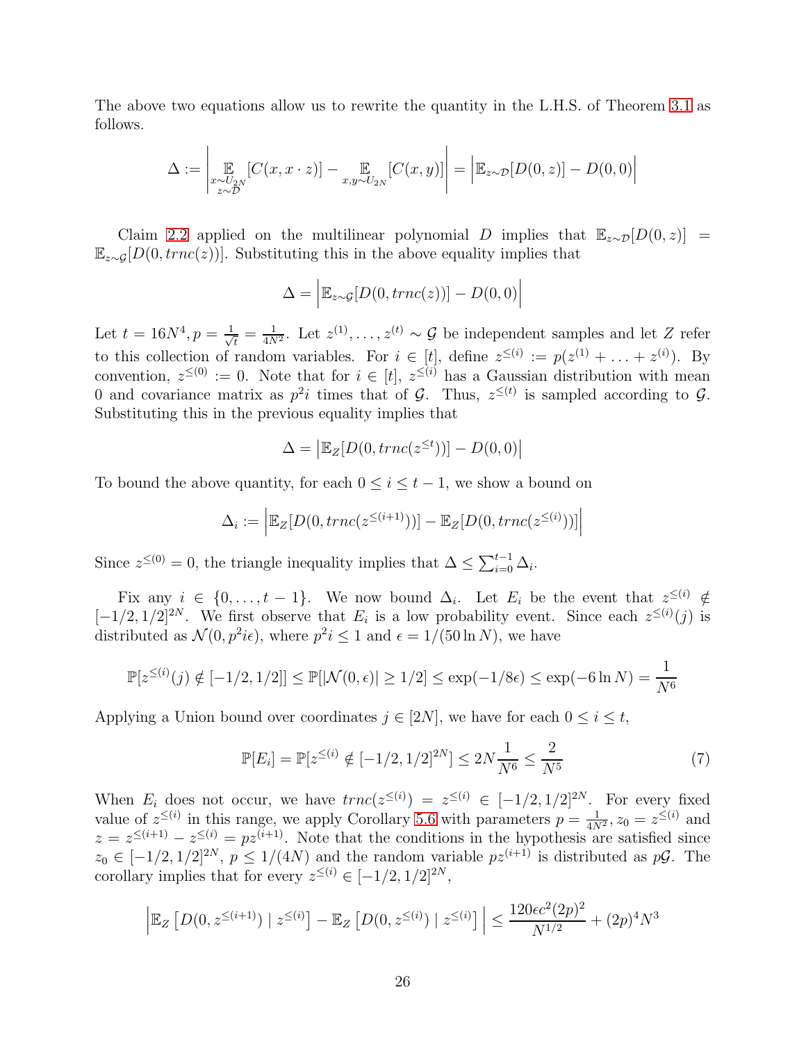The above two equations allow us to rewrite the quantity in the L.H.S. of Theorem 3.1 as follows.

$$\Delta := \left| \mathop{\mathbb{E}}_{\substack{x \sim U_{2N} \\ z \sim \mathcal{D}}}[C(x, x \cdot z)] - \mathop{\mathbb{E}}_{x,y \sim U_{2N}}[C(x,y)] \right| = \left| \mathbb{E}_{z \sim \mathcal{D}}[D(0,z)] - D(0,0) \right|$$

Claim 2.2 applied on the multilinear polynomial $D$ implies that $\mathbb{E}_{z\sim\mathcal{D}}[D(0, z)] = \mathbb{E}_{z\sim\mathcal{G}}[D(0, trnc(z))]$. Substituting this in the above equality implies that

$$\Delta = \left| \mathbb{E}_{z\sim\mathcal{G}}[D(0, trnc(z))] - D(0,0) \right|$$

Let $t = 16N^4, p = \frac{1}{\sqrt{t}} = \frac{1}{4N^2}$. Let $z^{(1)}, \ldots, z^{(t)} \sim \mathcal{G}$ be independent samples and let $Z$ refer to this collection of random variables. For $i \in [t]$, define $z^{\leq(i)} := p(z^{(1)} + \ldots + z^{(i)})$. By convention, $z^{\leq(0)} := 0$. Note that for $i \in [t]$, $z^{\leq(i)}$ has a Gaussian distribution with mean 0 and covariance matrix as $p^2 i$ times that of $\mathcal{G}$. Thus, $z^{\leq(t)}$ is sampled according to $\mathcal{G}$. Substituting this in the previous equality implies that

$$\Delta = \left| \mathbb{E}_Z[D(0, trnc(z^{\leq t}))] - D(0,0) \right|$$

To bound the above quantity, for each $0 \leq i \leq t-1$, we show a bound on

$$\Delta_i := \left| \mathbb{E}_Z[D(0, trnc(z^{\leq(i+1)}))] - \mathbb{E}_Z[D(0, trnc(z^{\leq(i)}))] \right|$$

Since $z^{\leq(0)} = 0$, the triangle inequality implies that $\Delta \leq \sum_{i=0}^{t-1} \Delta_i$.

Fix any $i \in \{0, \ldots, t-1\}$. We now bound $\Delta_i$. Let $E_i$ be the event that $z^{\leq(i)} \notin [-1/2, 1/2]^{2N}$. We first observe that $E_i$ is a low probability event. Since each $z^{\leq(i)}(j)$ is distributed as $\mathcal{N}(0, p^2 i\epsilon)$, where $p^2 i \leq 1$ and $\epsilon = 1/(50 \ln N)$, we have

$$\mathbb{P}[z^{\leq(i)}(j) \notin [-1/2, 1/2]] \leq \mathbb{P}[|\mathcal{N}(0,\epsilon)| \geq 1/2] \leq \exp(-1/8\epsilon) \leq \exp(-6\ln N) = \frac{1}{N^6}$$

Applying a Union bound over coordinates $j \in [2N]$, we have for each $0 \leq i \leq t$,

$$\mathbb{P}[E_i] = \mathbb{P}[z^{\leq(i)} \notin [-1/2, 1/2]^{2N}] \leq 2N\frac{1}{N^6} \leq \frac{2}{N^5} \tag{7}$$

When $E_i$ does not occur, we have $trnc(z^{\leq(i)}) = z^{\leq(i)} \in [-1/2, 1/2]^{2N}$. For every fixed value of $z^{\leq(i)}$ in this range, we apply Corollary 5.6 with parameters $p = \frac{1}{4N^2}, z_0 = z^{\leq(i)}$ and $z = z^{\leq(i+1)} - z^{\leq(i)} = pz^{(i+1)}$. Note that the conditions in the hypothesis are satisfied since $z_0 \in [-1/2, 1/2]^{2N}$, $p \leq 1/(4N)$ and the random variable $pz^{(i+1)}$ is distributed as $p\mathcal{G}$. The corollary implies that for every $z^{\leq(i)} \in [-1/2, 1/2]^{2N}$,

$$\left| \mathbb{E}_Z\left[D(0, z^{\leq(i+1)}) \mid z^{\leq(i)}\right] - \mathbb{E}_Z\left[D(0, z^{\leq(i)}) \mid z^{\leq(i)}\right] \right| \leq \frac{120\epsilon c^2 (2p)^2}{N^{1/2}} + (2p)^4 N^3$$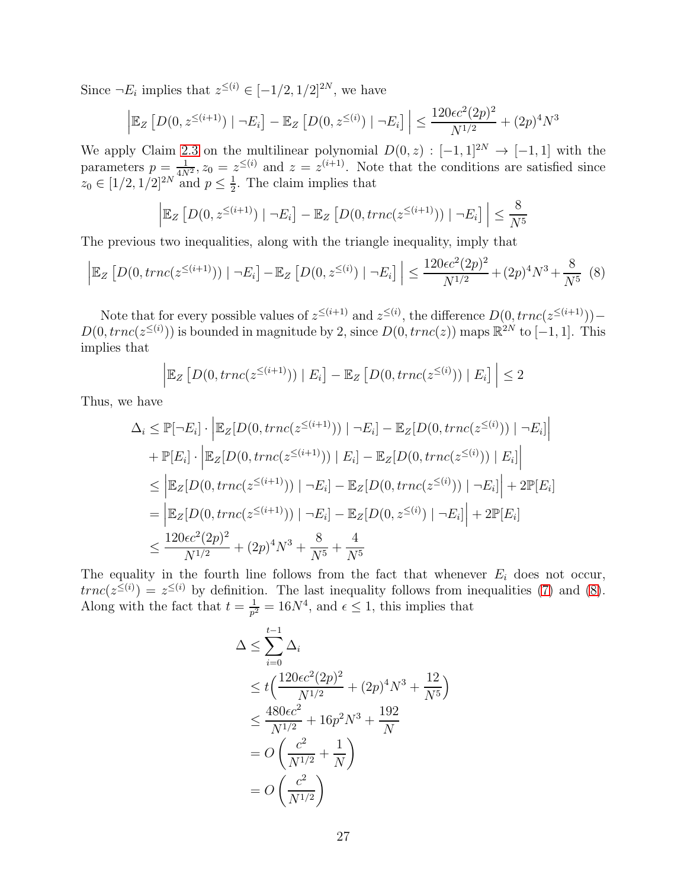Since $\neg E_i$ implies that $z^{\leq(i)} \in [-1/2, 1/2]^{2N}$, we have

$$\left| \mathbb{E}_Z \left[ D(0, z^{\leq(i+1)}) \mid \neg E_i \right] - \mathbb{E}_Z \left[ D(0, z^{\leq(i)}) \mid \neg E_i \right] \right| \leq \frac{120\epsilon c^2 (2p)^2}{N^{1/2}} + (2p)^4 N^3$$

We apply Claim 2.3 on the multilinear polynomial $D(0, z) : [-1, 1]^{2N} \to [-1, 1]$ with the parameters $p = \frac{1}{4N^2}, z_0 = z^{\leq(i)}$ and $z = z^{(i+1)}$. Note that the conditions are satisfied since $z_0 \in [1/2, 1/2]^{2N}$ and $p \leq \frac{1}{2}$. The claim implies that

$$\left| \mathbb{E}_Z \left[ D(0, z^{\leq(i+1)}) \mid \neg E_i \right] - \mathbb{E}_Z \left[ D(0, trnc(z^{\leq(i+1)})) \mid \neg E_i \right] \right| \leq \frac{8}{N^5}$$

The previous two inequalities, along with the triangle inequality, imply that

$$\left| \mathbb{E}_Z \left[ D(0, trnc(z^{\leq(i+1)})) \mid \neg E_i \right] - \mathbb{E}_Z \left[ D(0, z^{\leq(i)}) \mid \neg E_i \right] \right| \leq \frac{120\epsilon c^2 (2p)^2}{N^{1/2}} + (2p)^4 N^3 + \frac{8}{N^5} \quad (8)$$

Note that for every possible values of $z^{\leq(i+1)}$ and $z^{\leq(i)}$, the difference $D(0, trnc(z^{\leq(i+1)})) - D(0, trnc(z^{\leq(i)}))$ is bounded in magnitude by 2, since $D(0, trnc(z))$ maps $\mathbb{R}^{2N}$ to $[-1, 1]$. This implies that

$$\left| \mathbb{E}_Z \left[ D(0, trnc(z^{\leq(i+1)})) \mid E_i \right] - \mathbb{E}_Z \left[ D(0, trnc(z^{\leq(i)})) \mid E_i \right] \right| \leq 2$$

Thus, we have

$$\begin{aligned}
\Delta_i &\leq \mathbb{P}[\neg E_i] \cdot \left| \mathbb{E}_Z[D(0, trnc(z^{\leq(i+1)})) \mid \neg E_i] - \mathbb{E}_Z[D(0, trnc(z^{\leq(i)})) \mid \neg E_i] \right| \\
&\quad + \mathbb{P}[E_i] \cdot \left| \mathbb{E}_Z[D(0, trnc(z^{\leq(i+1)})) \mid E_i] - \mathbb{E}_Z[D(0, trnc(z^{\leq(i)})) \mid E_i] \right| \\
&\leq \left| \mathbb{E}_Z[D(0, trnc(z^{\leq(i+1)})) \mid \neg E_i] - \mathbb{E}_Z[D(0, trnc(z^{\leq(i)})) \mid \neg E_i] \right| + 2\mathbb{P}[E_i] \\
&= \left| \mathbb{E}_Z[D(0, trnc(z^{\leq(i+1)})) \mid \neg E_i] - \mathbb{E}_Z[D(0, z^{\leq(i)}) \mid \neg E_i] \right| + 2\mathbb{P}[E_i] \\
&\leq \frac{120\epsilon c^2 (2p)^2}{N^{1/2}} + (2p)^4 N^3 + \frac{8}{N^5} + \frac{4}{N^5}
\end{aligned}$$

The equality in the fourth line follows from the fact that whenever $E_i$ does not occur, $trnc(z^{\leq(i)}) = z^{\leq(i)}$ by definition. The last inequality follows from inequalities (7) and (8). Along with the fact that $t = \frac{1}{p^2} = 16N^4$, and $\epsilon \leq 1$, this implies that

$$\begin{aligned}
\Delta &\leq \sum_{i=0}^{t-1} \Delta_i \\
&\leq t \Big( \frac{120\epsilon c^2 (2p)^2}{N^{1/2}} + (2p)^4 N^3 + \frac{12}{N^5} \Big) \\
&\leq \frac{480\epsilon c^2}{N^{1/2}} + 16p^2 N^3 + \frac{192}{N} \\
&= O\left( \frac{c^2}{N^{1/2}} + \frac{1}{N} \right) \\
&= O\left( \frac{c^2}{N^{1/2}} \right)
\end{aligned}$$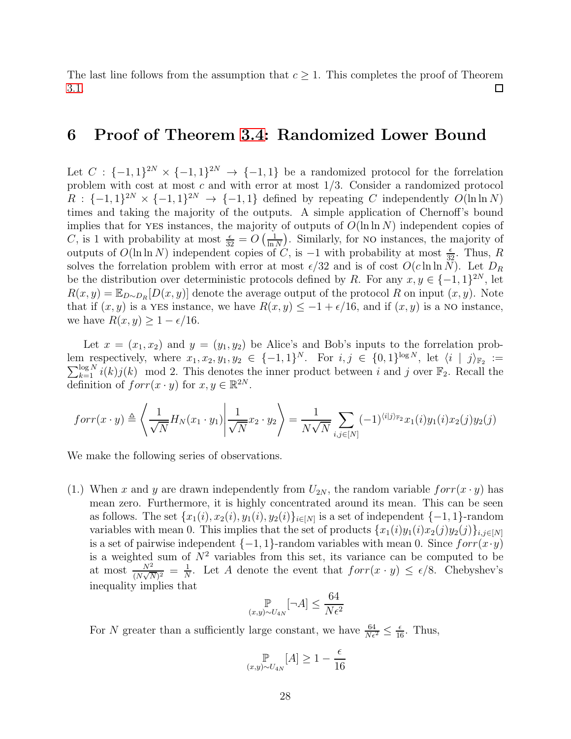The last line follows from the assumption that $c \geq 1$. This completes the proof of Theorem 3.1. □

# 6 Proof of Theorem 3.4: Randomized Lower Bound

Let $C : \{-1,1\}^{2N} \times \{-1,1\}^{2N} \to \{-1,1\}$ be a randomized protocol for the forrelation problem with cost at most $c$ and with error at most 1/3. Consider a randomized protocol $R : \{-1,1\}^{2N} \times \{-1,1\}^{2N} \to \{-1,1\}$ defined by repeating $C$ independently $O(\ln \ln N)$ times and taking the majority of the outputs. A simple application of Chernoff's bound implies that for YES instances, the majority of outputs of $O(\ln \ln N)$ independent copies of $C$, is 1 with probability at most $\frac{\epsilon}{32} = O\left(\frac{1}{\ln N}\right)$. Similarly, for NO instances, the majority of outputs of $O(\ln \ln N)$ independent copies of $C$, is $-1$ with probability at most $\frac{\epsilon}{32}$. Thus, $R$ solves the forrelation problem with error at most $\epsilon/32$ and is of cost $O(c \ln \ln N)$. Let $D_R$ be the distribution over deterministic protocols defined by $R$. For any $x, y \in \{-1,1\}^{2N}$, let $R(x,y) = \mathbb{E}_{D \sim D_R}[D(x,y)]$ denote the average output of the protocol $R$ on input $(x,y)$. Note that if $(x,y)$ is a YES instance, we have $R(x,y) \leq -1 + \epsilon/16$, and if $(x,y)$ is a NO instance, we have $R(x,y) \geq 1 - \epsilon/16$.

Let $x = (x_1, x_2)$ and $y = (y_1, y_2)$ be Alice's and Bob's inputs to the forrelation problem respectively, where $x_1, x_2, y_1, y_2 \in \{-1,1\}^N$. For $i, j \in \{0,1\}^{\log N}$, let $\langle i \mid j \rangle_{\mathbb{F}_2} := \sum_{k=1}^{\log N} i(k)j(k) \mod 2$. This denotes the inner product between $i$ and $j$ over $\mathbb{F}_2$. Recall the definition of $forr(x \cdot y)$ for $x, y \in \mathbb{R}^{2N}$.

$$forr(x \cdot y) \triangleq \left\langle \frac{1}{\sqrt{N}} H_N(x_1 \cdot y_1) \middle| \frac{1}{\sqrt{N}} x_2 \cdot y_2 \right\rangle = \frac{1}{N\sqrt{N}} \sum_{i,j \in [N]} (-1)^{\langle i|j \rangle_{\mathbb{F}_2}} x_1(i) y_1(i) x_2(j) y_2(j)$$

We make the following series of observations.

(1.) When $x$ and $y$ are drawn independently from $U_{2N}$, the random variable $forr(x \cdot y)$ has mean zero. Furthermore, it is highly concentrated around its mean. This can be seen as follows. The set $\{x_1(i), x_2(i), y_1(i), y_2(i)\}_{i \in [N]}$ is a set of independent $\{-1,1\}$-random variables with mean 0. This implies that the set of products $\{x_1(i)y_1(i)x_2(j)y_2(j)\}_{i,j \in [N]}$ is a set of pairwise independent $\{-1,1\}$-random variables with mean 0. Since $forr(x \cdot y)$ is a weighted sum of $N^2$ variables from this set, its variance can be computed to be at most $\frac{N^2}{(N\sqrt{N})^2} = \frac{1}{N}$. Let $A$ denote the event that $forr(x \cdot y) \leq \epsilon/8$. Chebyshev's inequality implies that

$$\mathop{\mathbb{P}}_{(x,y) \sim U_{4N}}[\neg A] \leq \frac{64}{N\epsilon^2}$$

For $N$ greater than a sufficiently large constant, we have $\frac{64}{N\epsilon^2} \leq \frac{\epsilon}{16}$. Thus,

$$\mathop{\mathbb{P}}_{(x,y) \sim U_{4N}}[A] \geq 1 - \frac{\epsilon}{16}$$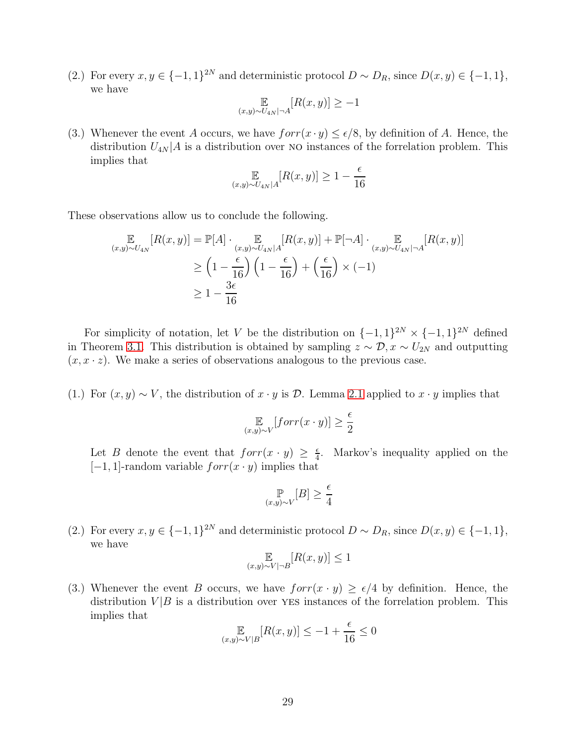(2.) For every $x, y \in \{-1,1\}^{2N}$ and deterministic protocol $D \sim D_R$, since $D(x,y) \in \{-1,1\}$, we have

$$\mathop{\mathbb{E}}_{(x,y)\sim U_{4N}|\neg A}[R(x,y)] \geq -1$$

(3.) Whenever the event $A$ occurs, we have $forr(x \cdot y) \leq \epsilon/8$, by definition of $A$. Hence, the distribution $U_{4N}|A$ is a distribution over NO instances of the forrelation problem. This implies that

$$\mathop{\mathbb{E}}_{(x,y)\sim U_{4N}|A}[R(x,y)] \geq 1 - \frac{\epsilon}{16}$$

These observations allow us to conclude the following.

$$\begin{aligned}
\mathop{\mathbb{E}}_{(x,y)\sim U_{4N}}[R(x,y)] &= \mathbb{P}[A] \cdot \mathop{\mathbb{E}}_{(x,y)\sim U_{4N}|A}[R(x,y)] + \mathbb{P}[\neg A] \cdot \mathop{\mathbb{E}}_{(x,y)\sim U_{4N}|\neg A}[R(x,y)] \\
&\geq \left(1 - \frac{\epsilon}{16}\right)\left(1 - \frac{\epsilon}{16}\right) + \left(\frac{\epsilon}{16}\right) \times (-1) \\
&\geq 1 - \frac{3\epsilon}{16}
\end{aligned}$$

For simplicity of notation, let $V$ be the distribution on $\{-1,1\}^{2N} \times \{-1,1\}^{2N}$ defined in Theorem 3.1. This distribution is obtained by sampling $z \sim \mathcal{D}, x \sim U_{2N}$ and outputting $(x, x \cdot z)$. We make a series of observations analogous to the previous case.

(1.) For $(x,y) \sim V$, the distribution of $x \cdot y$ is $\mathcal{D}$. Lemma 2.1 applied to $x \cdot y$ implies that

$$\mathop{\mathbb{E}}_{(x,y)\sim V}[forr(x \cdot y)] \geq \frac{\epsilon}{2}$$

Let $B$ denote the event that $forr(x \cdot y) \geq \frac{\epsilon}{4}$. Markov's inequality applied on the $[-1,1]$-random variable $forr(x \cdot y)$ implies that

$$\mathop{\mathbb{P}}_{(x,y)\sim V}[B] \geq \frac{\epsilon}{4}$$

(2.) For every $x, y \in \{-1,1\}^{2N}$ and deterministic protocol $D \sim D_R$, since $D(x,y) \in \{-1,1\}$, we have

$$\mathop{\mathbb{E}}_{(x,y)\sim V|\neg B}[R(x,y)] \leq 1$$

(3.) Whenever the event $B$ occurs, we have $forr(x \cdot y) \geq \epsilon/4$ by definition. Hence, the distribution $V|B$ is a distribution over YES instances of the forrelation problem. This implies that

$$\mathop{\mathbb{E}}_{(x,y)\sim V|B}[R(x,y)] \leq -1 + \frac{\epsilon}{16} \leq 0$$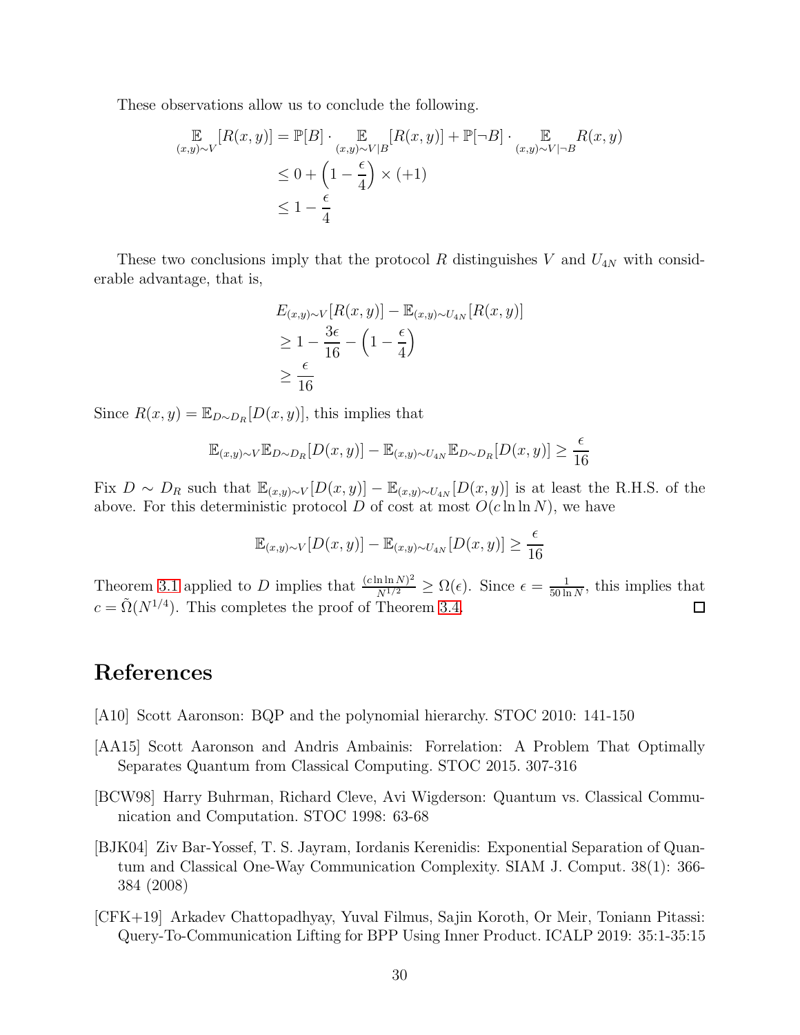These observations allow us to conclude the following.

$$\begin{aligned}
\mathop{\mathbb{E}}_{(x,y)\sim V}[R(x,y)] &= \mathbb{P}[B] \cdot \mathop{\mathbb{E}}_{(x,y)\sim V|B}[R(x,y)] + \mathbb{P}[\neg B] \cdot \mathop{\mathbb{E}}_{(x,y)\sim V|\neg B} R(x,y) \\
&\leq 0 + \left(1 - \frac{\epsilon}{4}\right) \times (+1) \\
&\leq 1 - \frac{\epsilon}{4}
\end{aligned}$$

These two conclusions imply that the protocol $R$ distinguishes $V$ and $U_{4N}$ with considerable advantage, that is,

$$\begin{aligned}
&E_{(x,y)\sim V}[R(x,y)] - \mathbb{E}_{(x,y)\sim U_{4N}}[R(x,y)] \\
&\geq 1 - \frac{3\epsilon}{16} - \left(1 - \frac{\epsilon}{4}\right) \\
&\geq \frac{\epsilon}{16}
\end{aligned}$$

Since $R(x,y) = \mathbb{E}_{D\sim D_R}[D(x,y)]$, this implies that

$$\mathbb{E}_{(x,y)\sim V}\mathbb{E}_{D\sim D_R}[D(x,y)] - \mathbb{E}_{(x,y)\sim U_{4N}}\mathbb{E}_{D\sim D_R}[D(x,y)] \geq \frac{\epsilon}{16}$$

Fix $D \sim D_R$ such that $\mathbb{E}_{(x,y)\sim V}[D(x,y)] - \mathbb{E}_{(x,y)\sim U_{4N}}[D(x,y)]$ is at least the R.H.S. of the above. For this deterministic protocol $D$ of cost at most $O(c \ln \ln N)$, we have

$$\mathbb{E}_{(x,y)\sim V}[D(x,y)] - \mathbb{E}_{(x,y)\sim U_{4N}}[D(x,y)] \geq \frac{\epsilon}{16}$$

Theorem 3.1 applied to $D$ implies that $\frac{(c \ln \ln N)^2}{N^{1/2}} \geq \Omega(\epsilon)$. Since $\epsilon = \frac{1}{50 \ln N}$, this implies that $c = \tilde{\Omega}(N^{1/4})$. This completes the proof of Theorem 3.4. □

# References

[A10] Scott Aaronson: BQP and the polynomial hierarchy. STOC 2010: 141-150

[AA15] Scott Aaronson and Andris Ambainis: Forrelation: A Problem That Optimally Separates Quantum from Classical Computing. STOC 2015. 307-316

[BCW98] Harry Buhrman, Richard Cleve, Avi Wigderson: Quantum vs. Classical Communication and Computation. STOC 1998: 63-68

[BJK04] Ziv Bar-Yossef, T. S. Jayram, Iordanis Kerenidis: Exponential Separation of Quantum and Classical One-Way Communication Complexity. SIAM J. Comput. 38(1): 366-384 (2008)

[CFK+19] Arkadev Chattopadhyay, Yuval Filmus, Sajin Koroth, Or Meir, Toniann Pitassi: Query-To-Communication Lifting for BPP Using Inner Product. ICALP 2019: 35:1-35:15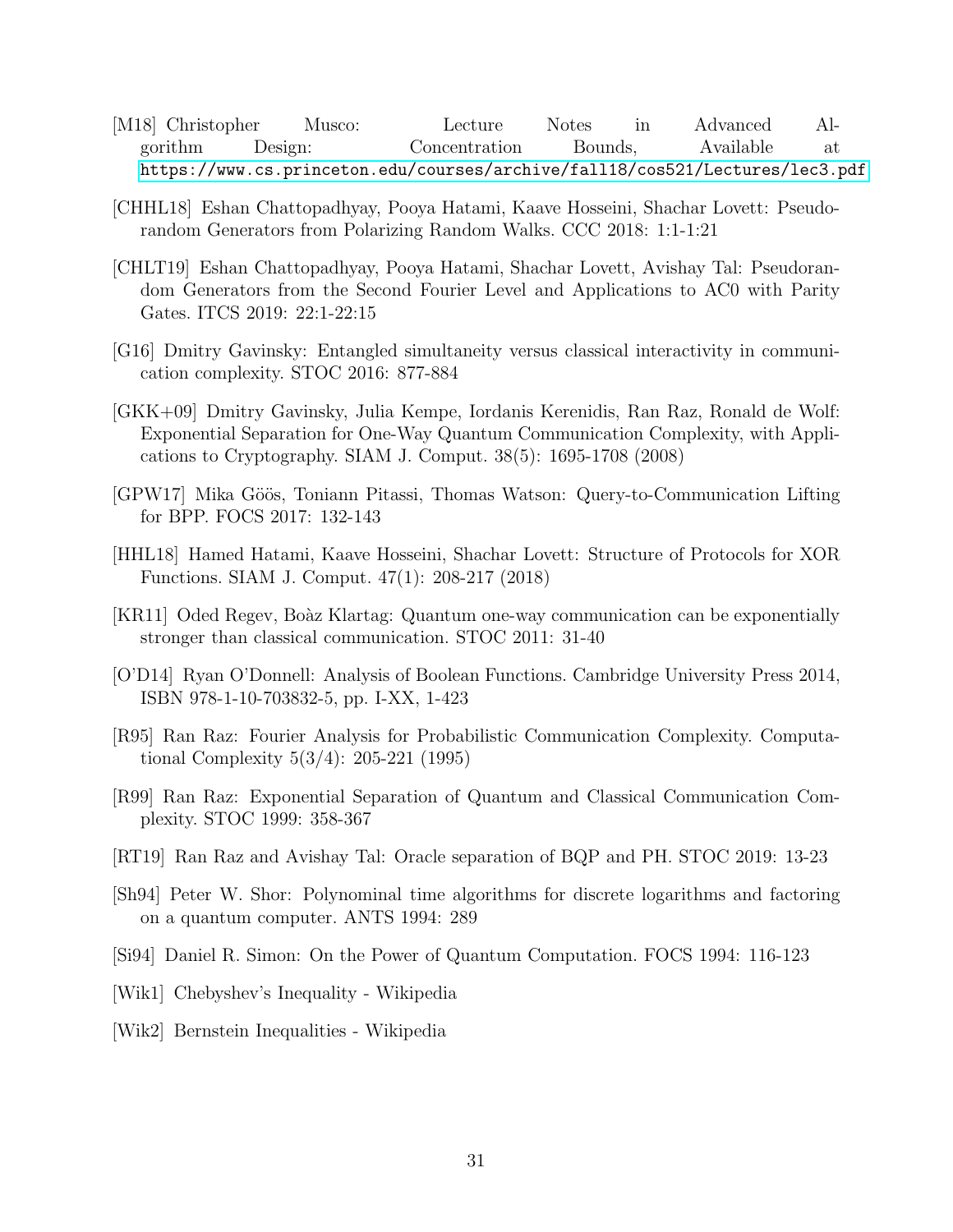[M18] Christopher Musco: Lecture Notes in Advanced Algorithm Design: Concentration Bounds, Available at https://www.cs.princeton.edu/courses/archive/fall18/cos521/Lectures/lec3.pdf

[CHHL18] Eshan Chattopadhyay, Pooya Hatami, Kaave Hosseini, Shachar Lovett: Pseudorandom Generators from Polarizing Random Walks. CCC 2018: 1:1-1:21

[CHLT19] Eshan Chattopadhyay, Pooya Hatami, Shachar Lovett, Avishay Tal: Pseudorandom Generators from the Second Fourier Level and Applications to AC0 with Parity Gates. ITCS 2019: 22:1-22:15

[G16] Dmitry Gavinsky: Entangled simultaneity versus classical interactivity in communication complexity. STOC 2016: 877-884

[GKK+09] Dmitry Gavinsky, Julia Kempe, Iordanis Kerenidis, Ran Raz, Ronald de Wolf: Exponential Separation for One-Way Quantum Communication Complexity, with Applications to Cryptography. SIAM J. Comput. 38(5): 1695-1708 (2008)

[GPW17] Mika Göös, Toniann Pitassi, Thomas Watson: Query-to-Communication Lifting for BPP. FOCS 2017: 132-143

[HHL18] Hamed Hatami, Kaave Hosseini, Shachar Lovett: Structure of Protocols for XOR Functions. SIAM J. Comput. 47(1): 208-217 (2018)

[KR11] Oded Regev, Boàz Klartag: Quantum one-way communication can be exponentially stronger than classical communication. STOC 2011: 31-40

[O'D14] Ryan O'Donnell: Analysis of Boolean Functions. Cambridge University Press 2014, ISBN 978-1-10-703832-5, pp. I-XX, 1-423

[R95] Ran Raz: Fourier Analysis for Probabilistic Communication Complexity. Computational Complexity 5(3/4): 205-221 (1995)

[R99] Ran Raz: Exponential Separation of Quantum and Classical Communication Complexity. STOC 1999: 358-367

[RT19] Ran Raz and Avishay Tal: Oracle separation of BQP and PH. STOC 2019: 13-23

[Sh94] Peter W. Shor: Polynominal time algorithms for discrete logarithms and factoring on a quantum computer. ANTS 1994: 289

[Si94] Daniel R. Simon: On the Power of Quantum Computation. FOCS 1994: 116-123

[Wik1] Chebyshev's Inequality - Wikipedia

[Wik2] Bernstein Inequalities - Wikipedia